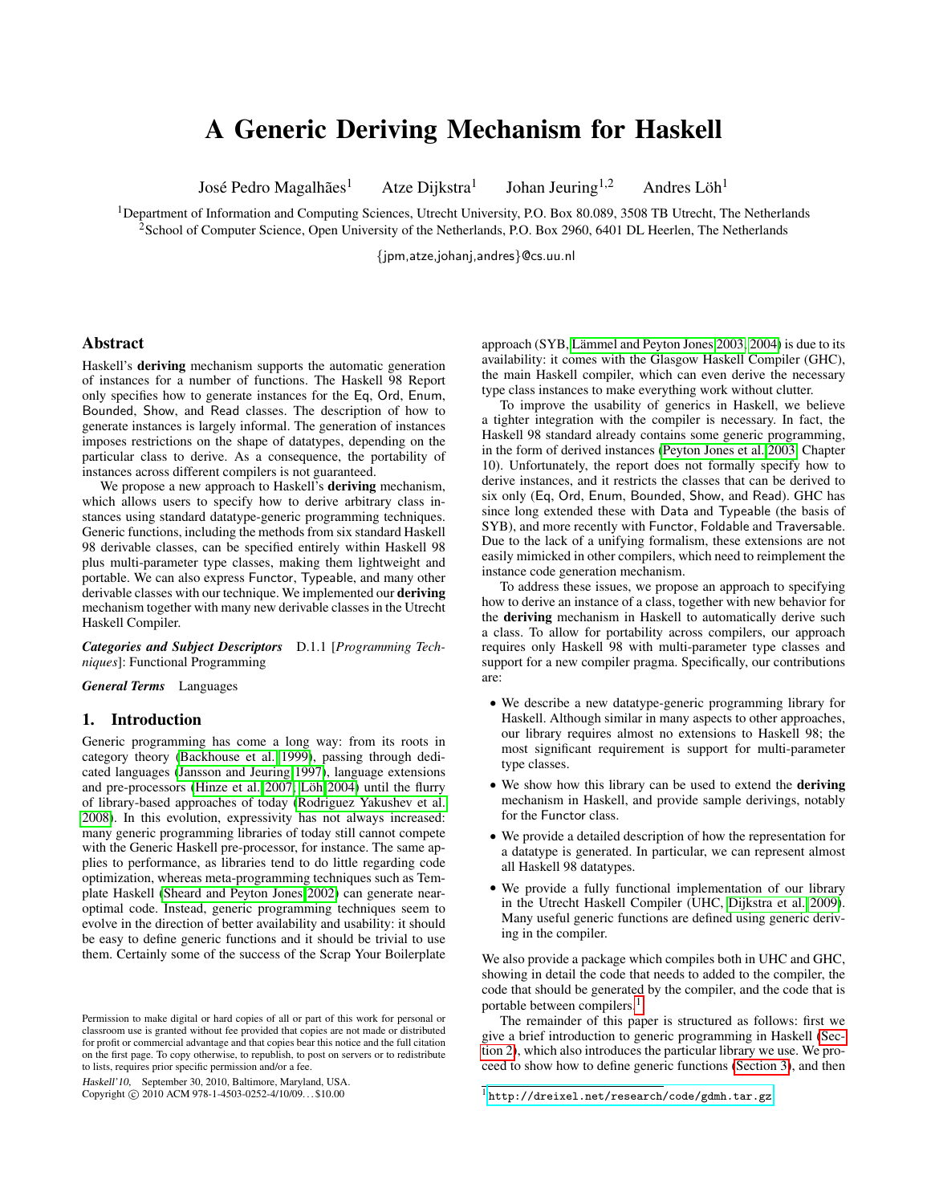# A Generic Deriving Mechanism for Haskell

José Pedro Magalhães[1] Atze Dijkstra[1] Johan Jeuring[1,2] Andres Löh[1]

[1]Department of Information and Computing Sciences, Utrecht University, P.O. Box 80.089, 3508 TB Utrecht, The Netherlands
[2]School of Computer Science, Open University of the Netherlands, P.O. Box 2960, 6401 DL Heerlen, The Netherlands

{jpm,atze,johanj,andres}@cs.uu.nl

## Abstract

Haskell's **deriving** mechanism supports the automatic generation of instances for a number of functions. The Haskell 98 Report only specifies how to generate instances for the Eq, Ord, Enum, Bounded, Show, and Read classes. The description of how to generate instances is largely informal. The generation of instances imposes restrictions on the shape of datatypes, depending on the particular class to derive. As a consequence, the portability of instances across different compilers is not guaranteed.

We propose a new approach to Haskell's **deriving** mechanism, which allows users to specify how to derive arbitrary class instances using standard datatype-generic programming techniques. Generic functions, including the methods from six standard Haskell 98 derivable classes, can be specified entirely within Haskell 98 plus multi-parameter type classes, making them lightweight and portable. We can also express Functor, Typeable, and many other derivable classes with our technique. We implemented our **deriving** mechanism together with many new derivable classes in the Utrecht Haskell Compiler.

***Categories and Subject Descriptors*** D.1.1 [*Programming Techniques*]: Functional Programming

***General Terms*** Languages

## 1. Introduction

Generic programming has come a long way: from its roots in category theory (Backhouse et al. 1999), passing through dedicated languages (Jansson and Jeuring 1997), language extensions and pre-processors (Hinze et al. 2007; Löh 2004) until the flurry of library-based approaches of today (Rodriguez Yakushev et al. 2008). In this evolution, expressivity has not always increased: many generic programming libraries of today still cannot compete with the Generic Haskell pre-processor, for instance. The same applies to performance, as libraries tend to do little regarding code optimization, whereas meta-programming techniques such as Template Haskell (Sheard and Peyton Jones 2002) can generate near-optimal code. Instead, generic programming techniques seem to evolve in the direction of better availability and usability: it should be easy to define generic functions and it should be trivial to use them. Certainly some of the success of the Scrap Your Boilerplate approach (SYB, Lämmel and Peyton Jones 2003, 2004) is due to its availability: it comes with the Glasgow Haskell Compiler (GHC), the main Haskell compiler, which can even derive the necessary type class instances to make everything work without clutter.

To improve the usability of generics in Haskell, we believe a tighter integration with the compiler is necessary. In fact, the Haskell 98 standard already contains some generic programming, in the form of derived instances (Peyton Jones et al. 2003, Chapter 10). Unfortunately, the report does not formally specify how to derive instances, and it restricts the classes that can be derived to six only (Eq, Ord, Enum, Bounded, Show, and Read). GHC has since long extended these with Data and Typeable (the basis of SYB), and more recently with Functor, Foldable and Traversable. Due to the lack of a unifying formalism, these extensions are not easily mimicked in other compilers, which need to reimplement the instance code generation mechanism.

To address these issues, we propose an approach to specifying how to derive an instance of a class, together with new behavior for the **deriving** mechanism in Haskell to automatically derive such a class. To allow for portability across compilers, our approach requires only Haskell 98 with multi-parameter type classes and support for a new compiler pragma. Specifically, our contributions are:

- We describe a new datatype-generic programming library for Haskell. Although similar in many aspects to other approaches, our library requires almost no extensions to Haskell 98; the most significant requirement is support for multi-parameter type classes.
- We show how this library can be used to extend the **deriving** mechanism in Haskell, and provide sample derivings, notably for the Functor class.
- We provide a detailed description of how the representation for a datatype is generated. In particular, we can represent almost all Haskell 98 datatypes.
- We provide a fully functional implementation of our library in the Utrecht Haskell Compiler (UHC, Dijkstra et al. 2009). Many useful generic functions are defined using generic deriving in the compiler.

We also provide a package which compiles both in UHC and GHC, showing in detail the code that needs to added to the compiler, the code that should be generated by the compiler, and the code that is portable between compilers.[1]

The remainder of this paper is structured as follows: first we give a brief introduction to generic programming in Haskell (Section 2), which also introduces the particular library we use. We proceed to show how to define generic functions (Section 3), and then

Permission to make digital or hard copies of all or part of this work for personal or classroom use is granted without fee provided that copies are not made or distributed for profit or commercial advantage and that copies bear this notice and the full citation on the first page. To copy otherwise, to republish, to post on servers or to redistribute to lists, requires prior specific permission and/or a fee.
*Haskell'10,* September 30, 2010, Baltimore, Maryland, USA.
Copyright © 2010 ACM 978-1-4503-0252-4/10/09...$10.00

[1] `http://dreixel.net/research/code/gdmh.tar.gz`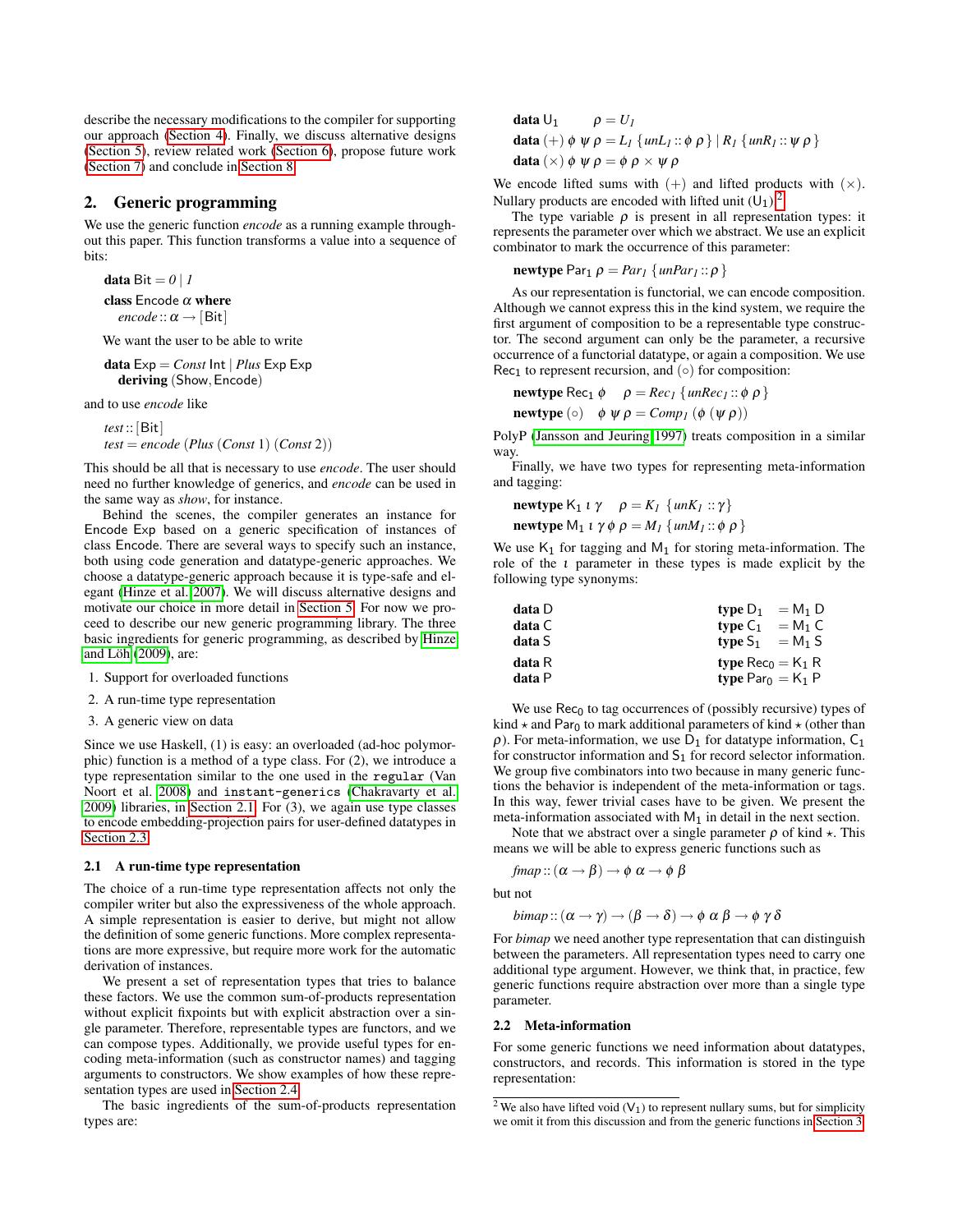describe the necessary modifications to the compiler for supporting our approach (Section 4). Finally, we discuss alternative designs (Section 5), review related work (Section 6), propose future work (Section 7) and conclude in Section 8.

## 2. Generic programming

We use the generic function *encode* as a running example throughout this paper. This function transforms a value into a sequence of bits:

```
data Bit = 0 | 1
class Encode α where
  encode :: α → [Bit]
```

We want the user to be able to write

```
data Exp = Const Int | Plus Exp Exp
  deriving (Show, Encode)
```

and to use *encode* like

```
test :: [Bit]
test = encode (Plus (Const 1) (Const 2))
```

This should be all that is necessary to use *encode*. The user should need no further knowledge of generics, and *encode* can be used in the same way as *show*, for instance.

Behind the scenes, the compiler generates an instance for Encode Exp based on a generic specification of instances of class Encode. There are several ways to specify such an instance, both using code generation and datatype-generic approaches. We choose a datatype-generic approach because it is type-safe and elegant (Hinze et al. 2007). We will discuss alternative designs and motivate our choice in more detail in Section 5. For now we proceed to describe our new generic programming library. The three basic ingredients for generic programming, as described by Hinze and Löh (2009), are:

1. Support for overloaded functions
2. A run-time type representation
3. A generic view on data

Since we use Haskell, (1) is easy: an overloaded (ad-hoc polymorphic) function is a method of a type class. For (2), we introduce a type representation similar to the one used in the `regular` (Van Noort et al. 2008) and `instant-generics` (Chakravarty et al. 2009) libraries, in Section 2.1. For (3), we again use type classes to encode embedding-projection pairs for user-defined datatypes in Section 2.3.

### 2.1 A run-time type representation

The choice of a run-time type representation affects not only the compiler writer but also the expressiveness of the whole approach. A simple representation is easier to derive, but might not allow the definition of some generic functions. More complex representations are more expressive, but require more work for the automatic derivation of instances.

We present a set of representation types that tries to balance these factors. We use the common sum-of-products representation without explicit fixpoints but with explicit abstraction over a single parameter. Therefore, representable types are functors, and we can compose types. Additionally, we provide useful types for encoding meta-information (such as constructor names) and tagging arguments to constructors. We show examples of how these representation types are used in Section 2.4.

The basic ingredients of the sum-of-products representation types are:

```
data U1       ρ = U1
data (+) φ ψ ρ = L1 {unL1 :: φ ρ} | R1 {unR1 :: ψ ρ}
data (×) φ ψ ρ = φ ρ × ψ ρ
```

We encode lifted sums with (+) and lifted products with (×). Nullary products are encoded with lifted unit ($U_1$).[2]

The type variable $\rho$ is present in all representation types: it represents the parameter over which we abstract. We use an explicit combinator to mark the occurrence of this parameter:

```
newtype Par1 ρ = Par1 {unPar1 :: ρ}
```

As our representation is functorial, we can encode composition. Although we cannot express this in the kind system, we require the first argument of composition to be a representable type constructor. The second argument can only be the parameter, a recursive occurrence of a functorial datatype, or again a composition. We use $\mathsf{Rec}_1$ to represent recursion, and (∘) for composition:

```
newtype Rec1 φ   ρ = Rec1 {unRec1 :: φ ρ}
newtype (∘)  φ ψ ρ = Comp1 (φ (ψ ρ))
```

PolyP (Jansson and Jeuring 1997) treats composition in a similar way.

Finally, we have two types for representing meta-information and tagging:

```
newtype K1 ι γ   ρ = K1 {unK1 :: γ}
newtype M1 ι γ φ ρ = M1 {unM1 :: φ ρ}
```

We use $\mathsf{K}_1$ for tagging and $\mathsf{M}_1$ for storing meta-information. The role of the $\iota$ parameter in these types is made explicit by the following type synonyms:

```
data D          type D1   = M1 D
data C          type C1   = M1 C
data S          type S1   = M1 S

data R          type Rec0 = K1 R
data P          type Par0 = K1 P
```

We use $\mathsf{Rec}_0$ to tag occurrences of (possibly recursive) types of kind $\star$ and $\mathsf{Par}_0$ to mark additional parameters of kind $\star$ (other than $\rho$). For meta-information, we use $\mathsf{D}_1$ for datatype information, $\mathsf{C}_1$ for constructor information and $\mathsf{S}_1$ for record selector information. We group five combinators into two because in many generic functions the behavior is independent of the meta-information or tags. In this way, fewer trivial cases have to be given. We present the meta-information associated with $\mathsf{M}_1$ in detail in the next section.

Note that we abstract over a single parameter $\rho$ of kind $\star$. This means we will be able to express generic functions such as

$$fmap :: (\alpha \to \beta) \to \phi\ \alpha \to \phi\ \beta$$

but not

$$bimap :: (\alpha \to \gamma) \to (\beta \to \delta) \to \phi\ \alpha\ \beta \to \phi\ \gamma\ \delta$$

For *bimap* we need another type representation that can distinguish between the parameters. All representation types need to carry one additional type argument. However, we think that, in practice, few generic functions require abstraction over more than a single type parameter.

### 2.2 Meta-information

For some generic functions we need information about datatypes, constructors, and records. This information is stored in the type representation:

[2] We also have lifted void ($\mathsf{V}_1$) to represent nullary sums, but for simplicity we omit it from this discussion and from the generic functions in Section 3.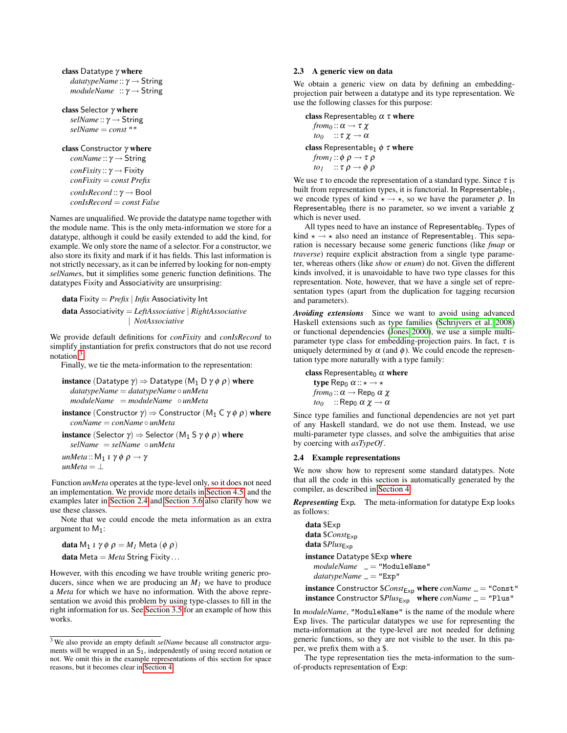```
class Datatype γ where
  datatypeName :: γ → String
  moduleName   :: γ → String

class Selector γ where
  selName :: γ → String
  selName = const ""

class Constructor γ where
  conName :: γ → String
  conFixity :: γ → Fixity
  conFixity = const Prefix
  conIsRecord :: γ → Bool
  conIsRecord = const False
```

Names are unqualified. We provide the datatype name together with the module name. This is the only meta-information we store for a datatype, although it could be easily extended to add the kind, for example. We only store the name of a selector. For a constructor, we also store its fixity and mark if it has fields. This last information is not strictly necessary, as it can be inferred by looking for non-empty *selName*s, but it simplifies some generic function definitions. The datatypes Fixity and Associativity are unsurprising:

```
data Fixity = Prefix | Infix Associativity Int
data Associativity = LeftAssociative | RightAssociative
                   | NotAssociative
```

We provide default definitions for *conFixity* and *conIsRecord* to simplify instantiation for prefix constructors that do not use record notation.[3]

Finally, we tie the meta-information to the representation:

```
instance (Datatype γ) ⇒ Datatype (M1 D γ φ ρ) where
  datatypeName = datatypeName ∘ unMeta
  moduleName   = moduleName   ∘ unMeta
instance (Constructor γ) ⇒ Constructor (M1 C γ φ ρ) where
  conName = conName ∘ unMeta
instance (Selector γ) ⇒ Selector (M1 S γ φ ρ) where
  selName  = selName  ∘ unMeta
unMeta :: M1 ι γ φ ρ → γ
unMeta = ⊥
```

Function *unMeta* operates at the type-level only, so it does not need an implementation. We provide more details in Section 4.5, and the examples later in Section 2.4 and Section 3.6 also clarify how we use these classes.

Note that we could encode the meta information as an extra argument to $\mathsf{M_1}$:

```
data M1 ι γ φ ρ = M1 Meta (φ ρ)
data Meta = Meta String Fixity ...
```

However, with this encoding we have trouble writing generic producers, since when we are producing an $M_1$ we have to produce a *Meta* for which we have no information. With the above representation we avoid this problem by using type-classes to fill in the right information for us. See Section 3.5 for an example of how this works.

[3] We also provide an empty default *selName* because all constructor arguments will be wrapped in an $\mathsf{S_1}$, independently of using record notation or not. We omit this in the example representations of this section for space reasons, but it becomes clear in Section 4.

### 2.3 A generic view on data

We obtain a generic view on data by defining an embedding-projection pair between a datatype and its type representation. We use the following classes for this purpose:

```
class Representable0 α τ where
  from0 :: α → τ χ
  to0   :: τ χ → α
class Representable1 φ τ where
  from1 :: φ ρ → τ ρ
  to1   :: τ ρ → φ ρ
```

We use $\tau$ to encode the representation of a standard type. Since $\tau$ is built from representation types, it is functorial. In $\mathsf{Representable_1}$, we encode types of kind $\star \to \star$, so we have the parameter $\rho$. In $\mathsf{Representable_0}$ there is no parameter, so we invent a variable $\chi$ which is never used.

All types need to have an instance of $\mathsf{Representable_0}$. Types of kind $\star \to \star$ also need an instance of $\mathsf{Representable_1}$. This separation is necessary because some generic functions (like *fmap* or *traverse*) require explicit abstraction from a single type parameter, whereas others (like *show* or *enum*) do not. Given the different kinds involved, it is unavoidable to have two type classes for this representation. Note, however, that we have a single set of representation types (apart from the duplication for tagging recursion and parameters).

***Avoiding extensions*** Since we want to avoid using advanced Haskell extensions such as type families (Schrijvers et al. 2008) or functional dependencies (Jones 2000), we use a simple multi-parameter type class for embedding-projection pairs. In fact, $\tau$ is uniquely determined by $\alpha$ (and $\phi$). We could encode the representation type more naturally with a type family:

```
class Representable0 α where
  type Rep0 α :: ⋆ → ⋆
  from0 :: α → Rep0 α χ
  to0   :: Rep0 α χ → α
```

Since type families and functional dependencies are not yet part of any Haskell standard, we do not use them. Instead, we use multi-parameter type classes, and solve the ambiguities that arise by coercing with *asTypeOf*.

### 2.4 Example representations

We now show how to represent some standard datatypes. Note that all the code in this section is automatically generated by the compiler, as described in Section 4.

***Representing*** Exp. The meta-information for datatype Exp looks as follows:

```
data $Exp
data $Const_Exp
data $Plus_Exp
instance Datatype $Exp where
  moduleName   _ = "ModuleName"
  datatypeName _ = "Exp"
instance Constructor $Const_Exp where conName _ = "Const"
instance Constructor $Plus_Exp  where conName _ = "Plus"
```

In *moduleName*, "ModuleName" is the name of the module where Exp lives. The particular datatypes we use for representing the meta-information at the type-level are not needed for defining generic functions, so they are not visible to the user. In this paper, we prefix them with a $.

The type representation ties the meta-information to the sum-of-products representation of Exp: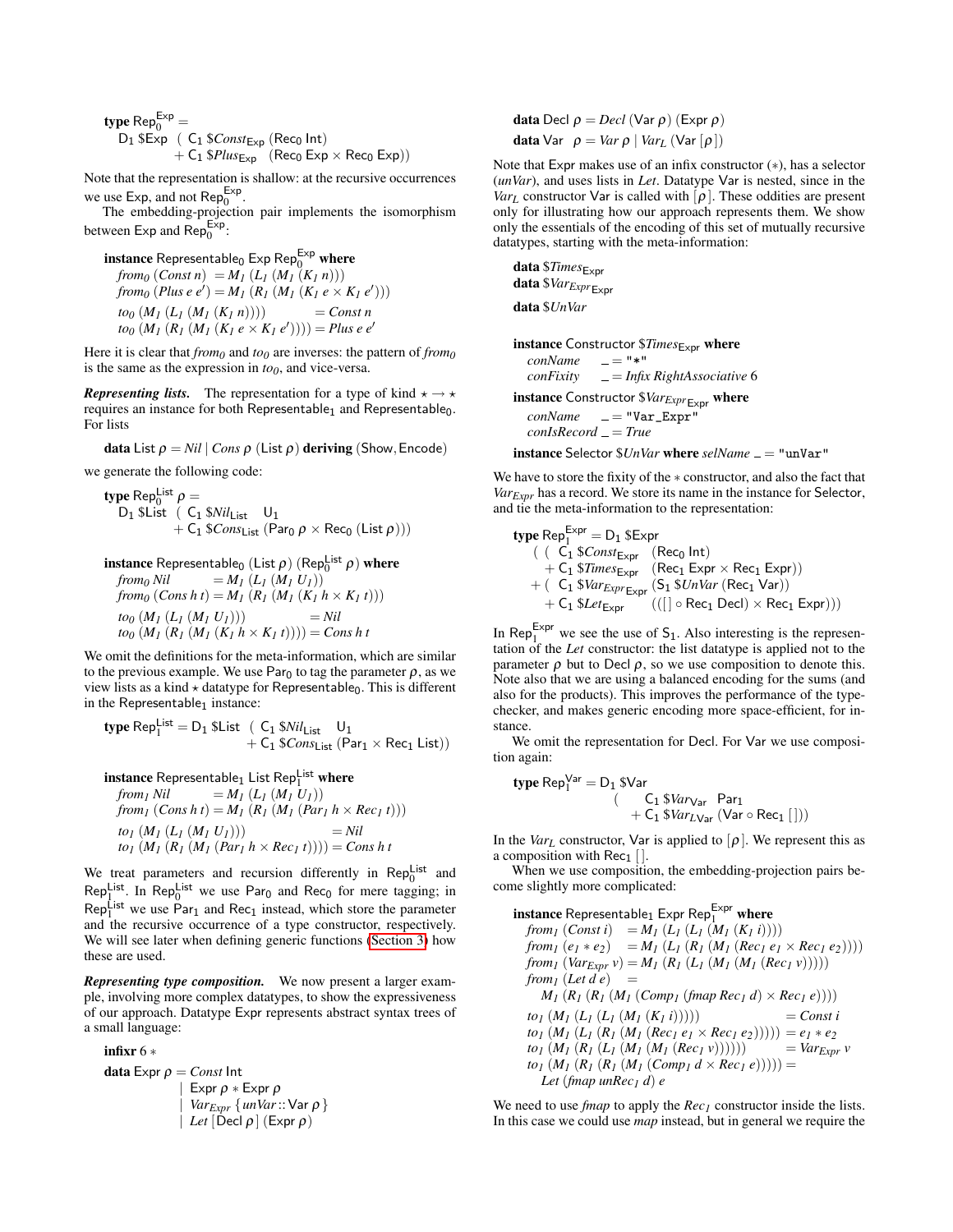```
type Rep_0^Exp =
  D1 $Exp  ( C1 $Const_Exp (Rec0 Int)
           + C1 $Plus_Exp  (Rec0 Exp × Rec0 Exp))
```

Note that the representation is shallow: at the recursive occurrences we use Exp, and not $\mathsf{Rep}_0^{\mathsf{Exp}}$.

The embedding-projection pair implements the isomorphism between Exp and $\mathsf{Rep}_0^{\mathsf{Exp}}$:

```
instance Representable0 Exp Rep_0^Exp where
  from0 (Const n)  = M1 (L1 (M1 (K1 n)))
  from0 (Plus e e') = M1 (R1 (M1 (K1 e × K1 e')))
  to0 (M1 (L1 (M1 (K1 n))))          = Const n
  to0 (M1 (R1 (M1 (K1 e × K1 e')))) = Plus e e'
```

Here it is clear that *from₀* and *to₀* are inverses: the pattern of *from₀* is the same as the expression in *to₀*, and vice-versa.

***Representing lists.*** The representation for a type of kind $\star \to \star$ requires an instance for both $\mathsf{Representable}_1$ and $\mathsf{Representable}_0$. For lists

```
data List ρ = Nil | Cons ρ (List ρ) deriving (Show, Encode)
```

we generate the following code:

```
type Rep_0^List ρ =
  D1 $List  ( C1 $Nil_List   U1
            + C1 $Cons_List (Par0 ρ × Rec0 (List ρ)))

instance Representable0 (List ρ) (Rep_0^List ρ) where
  from0 Nil        = M1 (L1 (M1 U1))
  from0 (Cons h t) = M1 (R1 (M1 (K1 h × K1 t)))
  to0 (M1 (L1 (M1 U1)))              = Nil
  to0 (M1 (R1 (M1 (K1 h × K1 t)))) = Cons h t
```

We omit the definitions for the meta-information, which are similar to the previous example. We use $\mathsf{Par}_0$ to tag the parameter $\rho$, as we view lists as a kind $\star$ datatype for $\mathsf{Representable}_0$. This is different in the $\mathsf{Representable}_1$ instance:

```
type Rep_1^List = D1 $List  ( C1 $Nil_List   U1
                            + C1 $Cons_List (Par1 × Rec1 List))

instance Representable1 List Rep_1^List where
  from1 Nil        = M1 (L1 (M1 U1))
  from1 (Cons h t) = M1 (R1 (M1 (Par1 h × Rec1 t)))
  to1 (M1 (L1 (M1 U1)))                  = Nil
  to1 (M1 (R1 (M1 (Par1 h × Rec1 t)))) = Cons h t
```

We treat parameters and recursion differently in $\mathsf{Rep}_0^{\mathsf{List}}$ and $\mathsf{Rep}_1^{\mathsf{List}}$. In $\mathsf{Rep}_0^{\mathsf{List}}$ we use $\mathsf{Par}_0$ and $\mathsf{Rec}_0$ for mere tagging; in $\mathsf{Rep}_1^{\mathsf{List}}$ we use $\mathsf{Par}_1$ and $\mathsf{Rec}_1$ instead, which store the parameter and the recursive occurrence of a type constructor, respectively. We will see later when defining generic functions (Section 3) how these are used.

***Representing type composition.*** We now present a larger example, involving more complex datatypes, to show the expressiveness of our approach. Datatype Expr represents abstract syntax trees of a small language:

```
infixr 6 ∗
data Expr ρ = Const Int
            | Expr ρ ∗ Expr ρ
            | Var_Expr {unVar :: Var ρ}
            | Let [Decl ρ] (Expr ρ)

data Decl ρ = Decl (Var ρ) (Expr ρ)
data Var  ρ = Var ρ | Var_L (Var [ρ])
```

Note that Expr makes use of an infix constructor ($\ast$), has a selector (*unVar*), and uses lists in *Let*. Datatype Var is nested, since in the $\mathit{Var}_L$ constructor Var is called with $[\rho]$. These oddities are present only for illustrating how our approach represents them. We show only the essentials of the encoding of this set of mutually recursive datatypes, starting with the meta-information:

```
data $Times_Expr
data $Var_Expr_Expr
data $UnVar

instance Constructor $Times_Expr where
  conName   _ = "*"
  conFixity _ = Infix RightAssociative 6
instance Constructor $Var_Expr_Expr where
  conName     _ = "Var_Expr"
  conIsRecord _ = True
instance Selector $UnVar where selName _ = "unVar"
```

We have to store the fixity of the $\ast$ constructor, and also the fact that $\mathit{Var}_{\mathit{Expr}}$ has a record. We store its name in the instance for Selector, and tie the meta-information to the representation:

```
type Rep_1^Expr = D1 $Expr
    ( ( C1 $Const_Expr      (Rec0 Int)
      + C1 $Times_Expr      (Rec1 Expr × Rec1 Expr))
    + ( C1 $Var_Expr_Expr   (S1 $UnVar (Rec1 Var))
      + C1 $Let_Expr        (([] ∘ Rec1 Decl) × Rec1 Expr)))
```

In $\mathsf{Rep}_1^{\mathsf{Expr}}$ we see the use of $\mathsf{S}_1$. Also interesting is the representation of the *Let* constructor: the list datatype is applied not to the parameter $\rho$ but to Decl $\rho$, so we use composition to denote this. Note also that we are using a balanced encoding for the sums (and also for the products). This improves the performance of the type-checker, and makes generic encoding more space-efficient, for instance.

We omit the representation for Decl. For Var we use composition again:

```
type Rep_1^Var = D1 $Var
                 (   C1 $Var_Var   Par1
                   + C1 $Var_L_Var (Var ∘ Rec1 []))
```

In the $\mathit{Var}_L$ constructor, Var is applied to $[\rho]$. We represent this as a composition with $\mathsf{Rec}_1\ [\,]$.

When we use composition, the embedding-projection pairs become slightly more complicated:

```
instance Representable1 Expr Rep_1^Expr where
  from1 (Const i)     = M1 (L1 (L1 (M1 (K1 i))))
  from1 (e1 ∗ e2)     = M1 (L1 (R1 (M1 (Rec1 e1 × Rec1 e2))))
  from1 (Var_Expr v)  = M1 (R1 (L1 (M1 (M1 (Rec1 v)))))
  from1 (Let d e)     =
    M1 (R1 (R1 (M1 (Comp1 (fmap Rec1 d) × Rec1 e))))
  to1 (M1 (L1 (L1 (M1 (K1 i)))))                    = Const i
  to1 (M1 (L1 (R1 (M1 (Rec1 e1 × Rec1 e2)))))       = e1 ∗ e2
  to1 (M1 (R1 (L1 (M1 (M1 (Rec1 v))))))             = Var_Expr v
  to1 (M1 (R1 (R1 (M1 (Comp1 d × Rec1 e))))) =
    Let (fmap unRec1 d) e
```

We need to use *fmap* to apply the *Rec₁* constructor inside the lists. In this case we could use *map* instead, but in general we require the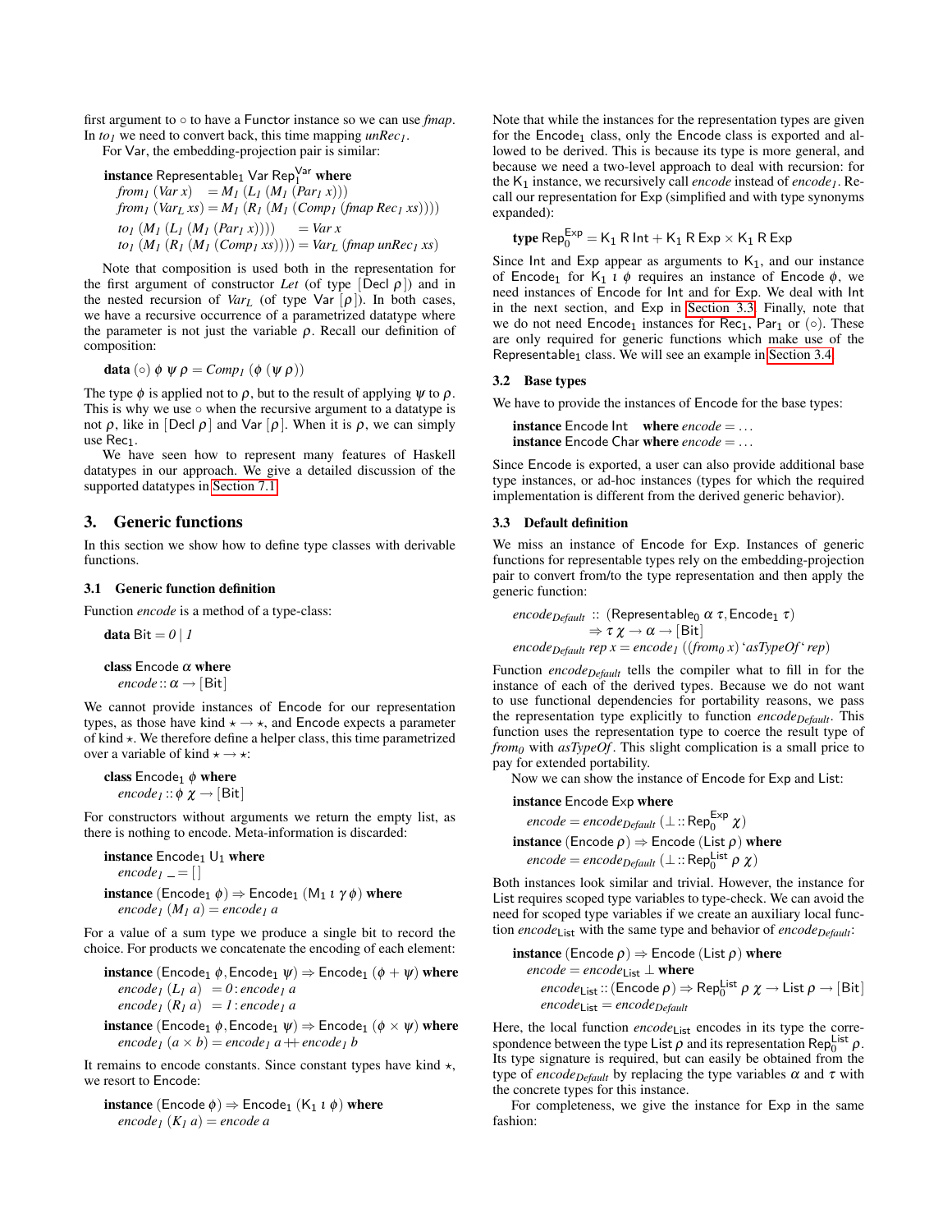first argument to $\circ$ to have a Functor instance so we can use *fmap*. In $to_1$ we need to convert back, this time mapping $unRec_1$.

For Var, the embedding-projection pair is similar:

$$
\begin{array}{l}
\textbf{instance}\ \mathsf{Representable_1\ Var\ Rep_1^{Var}}\ \textbf{where} \\
\quad from_1\ (Var\ x) \quad = M_1\ (L_1\ (M_1\ (Par_1\ x))) \\
\quad from_1\ (Var_L\ xs) = M_1\ (R_1\ (M_1\ (Comp_1\ (fmap\ Rec_1\ xs)))) \\
\quad to_1\ (M_1\ (L_1\ (M_1\ (Par_1\ x)))) \quad = Var\ x \\
\quad to_1\ (M_1\ (R_1\ (M_1\ (Comp_1\ xs)))) = Var_L\ (fmap\ unRec_1\ xs)
\end{array}
$$

Note that composition is used both in the representation for the first argument of constructor *Let* (of type $[\mathsf{Decl}\ \rho]$) and in the nested recursion of $Var_L$ (of type $\mathsf{Var}\ [\rho]$). In both cases, we have a recursive occurrence of a parametrized datatype where the parameter is not just the variable $\rho$. Recall our definition of composition:

$$
\textbf{data}\ (\circ)\ \phi\ \psi\ \rho = Comp_1\ (\phi\ (\psi\ \rho))
$$

The type $\phi$ is applied not to $\rho$, but to the result of applying $\psi$ to $\rho$. This is why we use $\circ$ when the recursive argument to a datatype is not $\rho$, like in $[\mathsf{Decl}\ \rho]$ and $\mathsf{Var}\ [\rho]$. When it is $\rho$, we can simply use $\mathsf{Rec_1}$.

We have seen how to represent many features of Haskell datatypes in our approach. We give a detailed discussion of the supported datatypes in Section 7.1.

## 3. Generic functions

In this section we show how to define type classes with derivable functions.

### 3.1 Generic function definition

Function *encode* is a method of a type-class:

$$
\begin{array}{l}
\textbf{data}\ \mathsf{Bit} = 0 \mid 1 \\[1ex]
\textbf{class}\ \mathsf{Encode}\ \alpha\ \textbf{where} \\
\quad encode :: \alpha \to [\mathsf{Bit}]
\end{array}
$$

We cannot provide instances of Encode for our representation types, as those have kind $\star \to \star$, and Encode expects a parameter of kind $\star$. We therefore define a helper class, this time parametrized over a variable of kind $\star \to \star$:

$$
\begin{array}{l}
\textbf{class}\ \mathsf{Encode_1}\ \phi\ \textbf{where} \\
\quad encode_1 :: \phi\ \chi \to [\mathsf{Bit}]
\end{array}
$$

For constructors without arguments we return the empty list, as there is nothing to encode. Meta-information is discarded:

$$
\begin{array}{l}
\textbf{instance}\ \mathsf{Encode_1\ U_1}\ \textbf{where} \\
\quad encode_1\ \_ = [\,] \\[1ex]
\textbf{instance}\ (\mathsf{Encode_1}\ \phi) \Rightarrow \mathsf{Encode_1}\ (\mathsf{M_1}\ \iota\ \gamma\ \phi)\ \textbf{where} \\
\quad encode_1\ (M_1\ a) = encode_1\ a
\end{array}
$$

For a value of a sum type we produce a single bit to record the choice. For products we concatenate the encoding of each element:

$$
\begin{array}{l}
\textbf{instance}\ (\mathsf{Encode_1}\ \phi, \mathsf{Encode_1}\ \psi) \Rightarrow \mathsf{Encode_1}\ (\phi + \psi)\ \textbf{where} \\
\quad encode_1\ (L_1\ a) \ = 0 : encode_1\ a \\
\quad encode_1\ (R_1\ a) \ = 1 : encode_1\ a \\[1ex]
\textbf{instance}\ (\mathsf{Encode_1}\ \phi, \mathsf{Encode_1}\ \psi) \Rightarrow \mathsf{Encode_1}\ (\phi \times \psi)\ \textbf{where} \\
\quad encode_1\ (a \times b) = encode_1\ a +\!\!+\ encode_1\ b
\end{array}
$$

It remains to encode constants. Since constant types have kind $\star$, we resort to Encode:

$$
\begin{array}{l}
\textbf{instance}\ (\mathsf{Encode}\ \phi) \Rightarrow \mathsf{Encode_1}\ (\mathsf{K_1}\ \iota\ \phi)\ \textbf{where} \\
\quad encode_1\ (K_1\ a) = encode\ a
\end{array}
$$

Note that while the instances for the representation types are given for the $\mathsf{Encode_1}$ class, only the Encode class is exported and allowed to be derived. This is because its type is more general, and because we need a two-level approach to deal with recursion: for the $\mathsf{K_1}$ instance, we recursively call *encode* instead of $encode_1$. Recall our representation for Exp (simplified and with type synonyms expanded):

$$
\textbf{type}\ \mathsf{Rep_0^{Exp}} = \mathsf{K_1\ R\ Int} + \mathsf{K_1\ R\ Exp} \times \mathsf{K_1\ R\ Exp}
$$

Since Int and Exp appear as arguments to $\mathsf{K_1}$, and our instance of $\mathsf{Encode_1}$ for $\mathsf{K_1}\ \iota\ \phi$ requires an instance of $\mathsf{Encode}\ \phi$, we need instances of Encode for Int and for Exp. We deal with Int in the next section, and Exp in Section 3.3. Finally, note that we do not need $\mathsf{Encode_1}$ instances for $\mathsf{Rec_1}$, $\mathsf{Par_1}$ or $(\circ)$. These are only required for generic functions which make use of the $\mathsf{Representable_1}$ class. We will see an example in Section 3.4.

### 3.2 Base types

We have to provide the instances of Encode for the base types:

$$
\begin{array}{l}
\textbf{instance}\ \mathsf{Encode\ Int}\quad \textbf{where}\ encode = \ldots \\
\textbf{instance}\ \mathsf{Encode\ Char}\ \textbf{where}\ encode = \ldots
\end{array}
$$

Since Encode is exported, a user can also provide additional base type instances, or ad-hoc instances (types for which the required implementation is different from the derived generic behavior).

### 3.3 Default definition

We miss an instance of Encode for Exp. Instances of generic functions for representable types rely on the embedding-projection pair to convert from/to the type representation and then apply the generic function:

$$
\begin{array}{l}
encode_{Default} :: (\mathsf{Representable_0}\ \alpha\ \tau, \mathsf{Encode_1}\ \tau) \\
\qquad\qquad\qquad \Rightarrow \tau\ \chi \to \alpha \to [\mathsf{Bit}] \\
encode_{Default}\ rep\ x = encode_1\ ((from_0\ x)\ `asTypeOf`\ rep)
\end{array}
$$

Function $encode_{Default}$ tells the compiler what to fill in for the instance of each of the derived types. Because we do not want to use functional dependencies for portability reasons, we pass the representation type explicitly to function $encode_{Default}$. This function uses the representation type to coerce the result type of $from_0$ with *asTypeOf*. This slight complication is a small price to pay for extended portability.

Now we can show the instance of Encode for Exp and List:

$$
\begin{array}{l}
\textbf{instance}\ \mathsf{Encode\ Exp}\ \textbf{where} \\
\quad encode = encode_{Default}\ (\bot :: \mathsf{Rep_0^{Exp}}\ \chi) \\[1ex]
\textbf{instance}\ (\mathsf{Encode}\ \rho) \Rightarrow \mathsf{Encode}\ (\mathsf{List}\ \rho)\ \textbf{where} \\
\quad encode = encode_{Default}\ (\bot :: \mathsf{Rep_0^{List}}\ \rho\ \chi)
\end{array}
$$

Both instances look similar and trivial. However, the instance for List requires scoped type variables to type-check. We can avoid the need for scoped type variables if we create an auxiliary local function $encode_{\mathsf{List}}$ with the same type and behavior of $encode_{Default}$:

$$
\begin{array}{l}
\textbf{instance}\ (\mathsf{Encode}\ \rho) \Rightarrow \mathsf{Encode}\ (\mathsf{List}\ \rho)\ \textbf{where} \\
\quad encode = encode_{\mathsf{List}}\ \bot\ \textbf{where} \\
\qquad encode_{\mathsf{List}} :: (\mathsf{Encode}\ \rho) \Rightarrow \mathsf{Rep_0^{List}}\ \rho\ \chi \to \mathsf{List}\ \rho \to [\mathsf{Bit}] \\
\qquad encode_{\mathsf{List}} = encode_{Default}
\end{array}
$$

Here, the local function $encode_{\mathsf{List}}$ encodes in its type the correspondence between the type $\mathsf{List}\ \rho$ and its representation $\mathsf{Rep_0^{List}}\ \rho$. Its type signature is required, but can easily be obtained from the type of $encode_{Default}$ by replacing the type variables $\alpha$ and $\tau$ with the concrete types for this instance.

For completeness, we give the instance for Exp in the same fashion: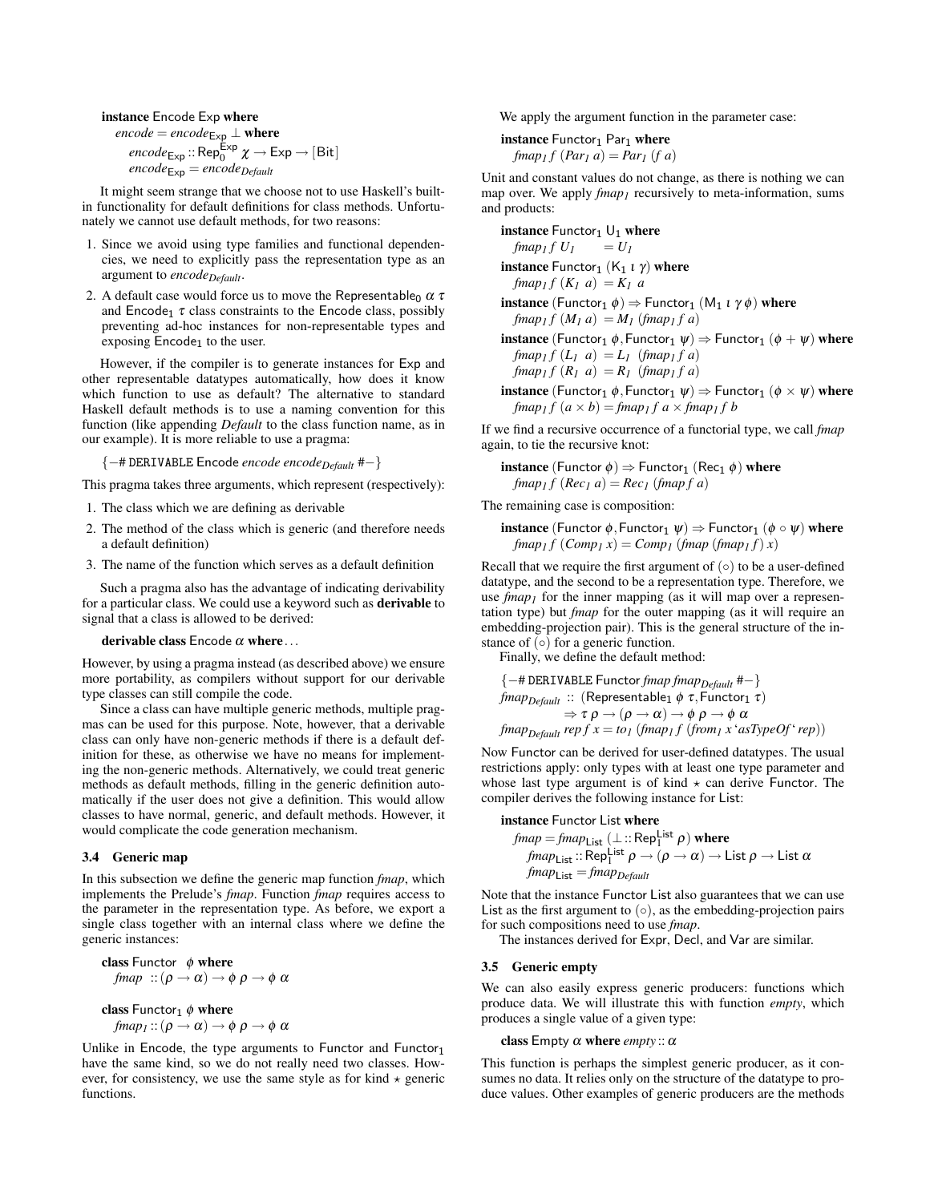**instance** Encode Exp **where**
  $encode = encode_{\mathsf{Exp}}\ \bot$ **where**
    $encode_{\mathsf{Exp}} :: \mathsf{Rep}_0^{\mathsf{Exp}}\ \chi \rightarrow \mathsf{Exp} \rightarrow [\mathsf{Bit}]$
    $encode_{\mathsf{Exp}} = encode_{Default}$

It might seem strange that we choose not to use Haskell's built-in functionality for default definitions for class methods. Unfortunately we cannot use default methods, for two reasons:

1. Since we avoid using type families and functional dependencies, we need to explicitly pass the representation type as an argument to $encode_{Default}$.
2. A default case would force us to move the $\mathsf{Representable}_0\ \alpha\ \tau$ and $\mathsf{Encode}_1\ \tau$ class constraints to the Encode class, possibly preventing ad-hoc instances for non-representable types and exposing $\mathsf{Encode}_1$ to the user.

However, if the compiler is to generate instances for Exp and other representable datatypes automatically, how does it know which function to use as default? The alternative to standard Haskell default methods is to use a naming convention for this function (like appending *Default* to the class function name, as in our example). It is more reliable to use a pragma:

{-# DERIVABLE Encode *encode* $encode_{Default}$ #-}

This pragma takes three arguments, which represent (respectively):

1. The class which we are defining as derivable
2. The method of the class which is generic (and therefore needs a default definition)
3. The name of the function which serves as a default definition

Such a pragma also has the advantage of indicating derivability for a particular class. We could use a keyword such as **derivable** to signal that a class is allowed to be derived:

**derivable class** Encode $\alpha$ **where**...

However, by using a pragma instead (as described above) we ensure more portability, as compilers without support for our derivable type classes can still compile the code.

Since a class can have multiple generic methods, multiple pragmas can be used for this purpose. Note, however, that a derivable class can only have non-generic methods if there is a default definition for these, as otherwise we have no means for implementing the non-generic methods. Alternatively, we could treat generic methods as default methods, filling in the generic definition automatically if the user does not give a definition. This would allow classes to have normal, generic, and default methods. However, it would complicate the code generation mechanism.

### 3.4 Generic map

In this subsection we define the generic map function *fmap*, which implements the Prelude's *fmap*. Function *fmap* requires access to the parameter in the representation type. As before, we export a single class together with an internal class where we define the generic instances:

**class** Functor $\phi$ **where**
  $fmap :: (\rho \rightarrow \alpha) \rightarrow \phi\ \rho \rightarrow \phi\ \alpha$

**class** $\mathsf{Functor}_1\ \phi$ **where**
  $fmap_1 :: (\rho \rightarrow \alpha) \rightarrow \phi\ \rho \rightarrow \phi\ \alpha$

Unlike in Encode, the type arguments to Functor and $\mathsf{Functor}_1$ have the same kind, so we do not really need two classes. However, for consistency, we use the same style as for kind $\star$ generic functions.

We apply the argument function in the parameter case:

**instance** $\mathsf{Functor}_1\ \mathsf{Par}_1$ **where**
  $fmap_1\ f\ (Par_1\ a) = Par_1\ (f\ a)$

Unit and constant values do not change, as there is nothing we can map over. We apply $fmap_1$ recursively to meta-information, sums and products:

**instance** $\mathsf{Functor}_1\ \mathsf{U}_1$ **where**
  $fmap_1\ f\ U_1 \quad = U_1$
**instance** $\mathsf{Functor}_1\ (\mathsf{K}_1\ \iota\ \gamma)$ **where**
  $fmap_1\ f\ (K_1\ a)\ = K_1\ a$
**instance** $(\mathsf{Functor}_1\ \phi) \Rightarrow \mathsf{Functor}_1\ (\mathsf{M}_1\ \iota\ \gamma\ \phi)$ **where**
  $fmap_1\ f\ (M_1\ a)\ = M_1\ (fmap_1\ f\ a)$
**instance** $(\mathsf{Functor}_1\ \phi, \mathsf{Functor}_1\ \psi) \Rightarrow \mathsf{Functor}_1\ (\phi + \psi)$ **where**
  $fmap_1\ f\ (L_1\ a) = L_1\ (fmap_1\ f\ a)$
  $fmap_1\ f\ (R_1\ a) = R_1\ (fmap_1\ f\ a)$
**instance** $(\mathsf{Functor}_1\ \phi, \mathsf{Functor}_1\ \psi) \Rightarrow \mathsf{Functor}_1\ (\phi \times \psi)$ **where**
  $fmap_1\ f\ (a \times b) = fmap_1\ f\ a \times fmap_1\ f\ b$

If we find a recursive occurrence of a functorial type, we call *fmap* again, to tie the recursive knot:

**instance** $(\mathsf{Functor}\ \phi) \Rightarrow \mathsf{Functor}_1\ (\mathsf{Rec}_1\ \phi)$ **where**
  $fmap_1\ f\ (Rec_1\ a) = Rec_1\ (fmap\ f\ a)$

The remaining case is composition:

**instance** $(\mathsf{Functor}\ \phi, \mathsf{Functor}_1\ \psi) \Rightarrow \mathsf{Functor}_1\ (\phi \circ \psi)$ **where**
  $fmap_1\ f\ (Comp_1\ x) = Comp_1\ (fmap\ (fmap_1\ f)\ x)$

Recall that we require the first argument of $(\circ)$ to be a user-defined datatype, and the second to be a representation type. Therefore, we use $fmap_1$ for the inner mapping (as it will map over a representation type) but *fmap* for the outer mapping (as it will require an embedding-projection pair). This is the general structure of the instance of $(\circ)$ for a generic function.

Finally, we define the default method:

{-# DERIVABLE Functor *fmap* $fmap_{Default}$ #-}
$fmap_{Default} :: (\mathsf{Representable}_1\ \phi\ \tau, \mathsf{Functor}_1\ \tau)$
  $\Rightarrow \tau\ \rho \rightarrow (\rho \rightarrow \alpha) \rightarrow \phi\ \rho \rightarrow \phi\ \alpha$
$fmap_{Default}\ rep\ f\ x = to_1\ (fmap_1\ f\ (from_1\ x\ \text{`}asTypeOf\text{`}\ rep))$

Now Functor can be derived for user-defined datatypes. The usual restrictions apply: only types with at least one type parameter and whose last type argument is of kind $\star$ can derive Functor. The compiler derives the following instance for List:

**instance** Functor List **where**
  $fmap = fmap_{\mathsf{List}}\ (\bot :: \mathsf{Rep}_1^{\mathsf{List}}\ \rho)$ **where**
    $fmap_{\mathsf{List}} :: \mathsf{Rep}_1^{\mathsf{List}}\ \rho \rightarrow (\rho \rightarrow \alpha) \rightarrow \mathsf{List}\ \rho \rightarrow \mathsf{List}\ \alpha$
    $fmap_{\mathsf{List}} = fmap_{Default}$

Note that the instance Functor List also guarantees that we can use List as the first argument to $(\circ)$, as the embedding-projection pairs for such compositions need to use *fmap*.

The instances derived for Expr, Decl, and Var are similar.

### 3.5 Generic empty

We can also easily express generic producers: functions which produce data. We will illustrate this with function *empty*, which produces a single value of a given type:

**class** Empty $\alpha$ **where** $empty :: \alpha$

This function is perhaps the simplest generic producer, as it consumes no data. It relies only on the structure of the datatype to produce values. Other examples of generic producers are the methods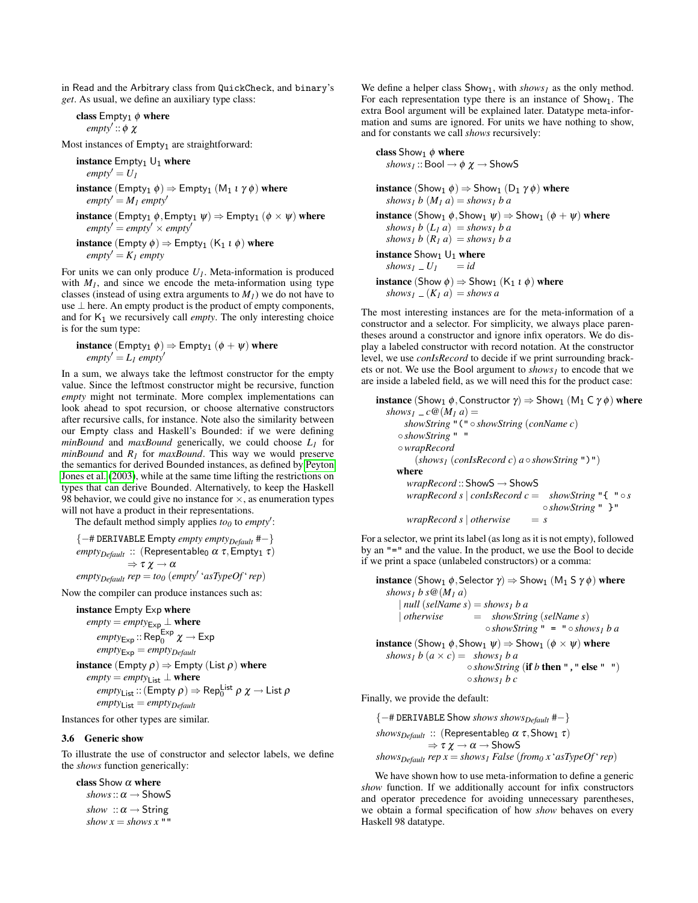in Read and the Arbitrary class from QuickCheck, and binary's *get*. As usual, we define an auxiliary type class:

```
class Empty₁ φ where
  empty' :: φ χ
```

Most instances of $\mathsf{Empty_1}$ are straightforward:

```
instance Empty₁ U₁ where
  empty' = U₁
instance (Empty₁ φ) ⇒ Empty₁ (M₁ ι γ φ) where
  empty' = M₁ empty'
instance (Empty₁ φ, Empty₁ ψ) ⇒ Empty₁ (φ × ψ) where
  empty' = empty' × empty'
instance (Empty φ) ⇒ Empty₁ (K₁ ι φ) where
  empty' = K₁ empty
```

For units we can only produce $U_1$. Meta-information is produced with $M_1$, and since we encode the meta-information using type classes (instead of using extra arguments to $M_1$) we do not have to use $\bot$ here. An empty product is the product of empty components, and for $\mathsf{K_1}$ we recursively call *empty*. The only interesting choice is for the sum type:

```
instance (Empty₁ φ) ⇒ Empty₁ (φ + ψ) where
  empty' = L₁ empty'
```

In a sum, we always take the leftmost constructor for the empty value. Since the leftmost constructor might be recursive, function *empty* might not terminate. More complex implementations can look ahead to spot recursion, or choose alternative constructors after recursive calls, for instance. Note also the similarity between our Empty class and Haskell's Bounded: if we were defining *minBound* and *maxBound* generically, we could choose $L_1$ for *minBound* and $R_1$ for *maxBound*. This way we would preserve the semantics for derived Bounded instances, as defined by Peyton Jones et al. (2003), while at the same time lifting the restrictions on types that can derive Bounded. Alternatively, to keep the Haskell 98 behavior, we could give no instance for $\times$, as enumeration types will not have a product in their representations.

The default method simply applies $to_0$ to $empty'$:

```
{-# DERIVABLE Empty empty empty_Default #-}
empty_Default :: (Representable₀ α τ, Empty₁ τ)
              ⇒ τ χ → α
empty_Default rep = to₀ (empty' `asTypeOf` rep)
```

Now the compiler can produce instances such as:

```
instance Empty Exp where
  empty = empty_Exp ⊥ where
    empty_Exp :: Rep₀^Exp χ → Exp
    empty_Exp = empty_Default
instance (Empty ρ) ⇒ Empty (List ρ) where
  empty = empty_List ⊥ where
    empty_List :: (Empty ρ) ⇒ Rep₀^List ρ χ → List ρ
    empty_List = empty_Default
```

Instances for other types are similar.

### 3.6 Generic show

To illustrate the use of constructor and selector labels, we define the *shows* function generically:

```
class Show α where
  shows :: α → ShowS
  show  :: α → String
  show x = shows x ""
```

We define a helper class $\mathsf{Show_1}$, with $shows_1$ as the only method. For each representation type there is an instance of $\mathsf{Show_1}$. The extra Bool argument will be explained later. Datatype meta-information and sums are ignored. For units we have nothing to show, and for constants we call *shows* recursively:

```
class Show₁ φ where
  shows₁ :: Bool → φ χ → ShowS

instance (Show₁ φ) ⇒ Show₁ (D₁ γ φ) where
  shows₁ b (M₁ a) = shows₁ b a
instance (Show₁ φ, Show₁ ψ) ⇒ Show₁ (φ + ψ) where
  shows₁ b (L₁ a) = shows₁ b a
  shows₁ b (R₁ a) = shows₁ b a
instance Show₁ U₁ where
  shows₁ _ U₁     = id
instance (Show φ) ⇒ Show₁ (K₁ ι φ) where
  shows₁ _ (K₁ a) = shows a
```

The most interesting instances are for the meta-information of a constructor and a selector. For simplicity, we always place parentheses around a constructor and ignore infix operators. We do display a labeled constructor with record notation. At the constructor level, we use *conIsRecord* to decide if we print surrounding brackets or not. We use the Bool argument to $shows_1$ to encode that we are inside a labeled field, as we will need this for the product case:

```
instance (Show₁ φ, Constructor γ) ⇒ Show₁ (M₁ C γ φ) where
  shows₁ _ c@(M₁ a) =
      showString "(" ∘ showString (conName c)
    ∘ showString " "
    ∘ wrapRecord
        (shows₁ (conIsRecord c) a ∘ showString ")")
    where
      wrapRecord :: ShowS → ShowS
      wrapRecord s | conIsRecord c = showString "{ " ∘ s
                                     ∘ showString " }"
      wrapRecord s | otherwise     = s
```

For a selector, we print its label (as long as it is not empty), followed by an "=" and the value. In the product, we use the Bool to decide if we print a space (unlabeled constructors) or a comma:

```
instance (Show₁ φ, Selector γ) ⇒ Show₁ (M₁ S γ φ) where
  shows₁ b s@(M₁ a)
    | null (selName s) = shows₁ b a
    | otherwise        = showString (selName s)
                         ∘ showString " = " ∘ shows₁ b a
instance (Show₁ φ, Show₁ ψ) ⇒ Show₁ (φ × ψ) where
  shows₁ b (a × c) = shows₁ b a
                     ∘ showString (if b then "," else " ")
                     ∘ shows₁ b c
```

Finally, we provide the default:

```
{-# DERIVABLE Show shows shows_Default #-}
shows_Default :: (Representable₀ α τ, Show₁ τ)
              ⇒ τ χ → α → ShowS
shows_Default rep x = shows₁ False (from₀ x `asTypeOf` rep)
```

We have shown how to use meta-information to define a generic *show* function. If we additionally account for infix constructors and operator precedence for avoiding unnecessary parentheses, we obtain a formal specification of how *show* behaves on every Haskell 98 datatype.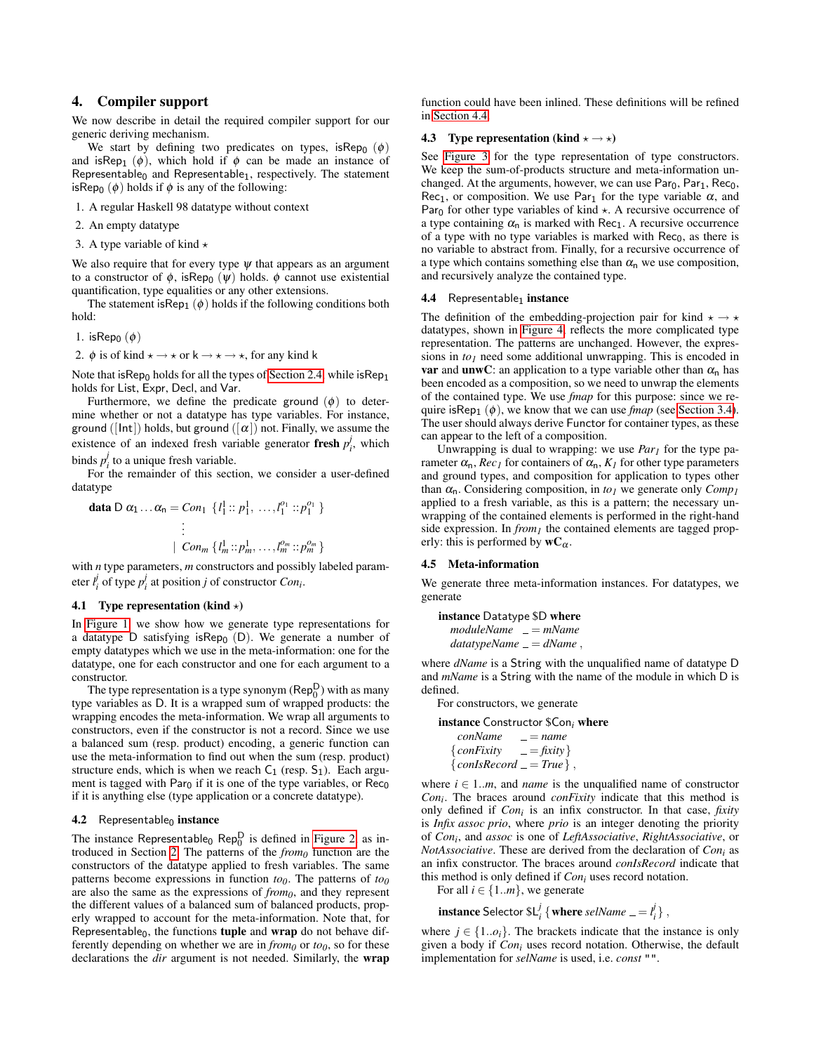## 4. Compiler support

We now describe in detail the required compiler support for our generic deriving mechanism.

We start by defining two predicates on types, $\mathsf{isRep}_0\ (\phi)$ and $\mathsf{isRep}_1\ (\phi)$, which hold if $\phi$ can be made an instance of $\mathsf{Representable}_0$ and $\mathsf{Representable}_1$, respectively. The statement $\mathsf{isRep}_0\ (\phi)$ holds if $\phi$ is any of the following:

1. A regular Haskell 98 datatype without context
2. An empty datatype
3. A type variable of kind $\star$

We also require that for every type $\psi$ that appears as an argument to a constructor of $\phi$, $\mathsf{isRep}_0\ (\psi)$ holds. $\phi$ cannot use existential quantification, type equalities or any other extensions.

The statement $\mathsf{isRep}_1\ (\phi)$ holds if the following conditions both hold:

1. $\mathsf{isRep}_0\ (\phi)$
2. $\phi$ is of kind $\star \to \star$ or $\mathsf{k} \to \star \to \star$, for any kind $\mathsf{k}$

Note that $\mathsf{isRep}_0$ holds for all the types of Section 2.4, while $\mathsf{isRep}_1$ holds for List, Expr, Decl, and Var.

Furthermore, we define the predicate $\mathsf{ground}\ (\phi)$ to determine whether or not a datatype has type variables. For instance, $\mathsf{ground}\ ([\mathsf{Int}])$ holds, but $\mathsf{ground}\ ([\alpha])$ not. Finally, we assume the existence of an indexed fresh variable generator **fresh** $p_i^j$, which binds $p_i^j$ to a unique fresh variable.

For the remainder of this section, we consider a user-defined datatype

$$
\begin{aligned}
\textbf{data}\ \mathsf{D}\ \alpha_1 \ldots \alpha_n = \ & Con_1\ \{l_1^1 :: p_1^1,\ \ldots, l_1^{o_1} :: p_1^{o_1}\ \} \\
& \vdots \\
\mid\ & Con_m\ \{l_m^1 :: p_m^1,\ \ldots, l_m^{o_m} :: p_m^{o_m}\ \}
\end{aligned}
$$

with $n$ type parameters, $m$ constructors and possibly labeled parameter $l_i^j$ of type $p_i^j$ at position $j$ of constructor $Con_i$.

### 4.1 Type representation (kind $\star$)

In Figure 1, we show how we generate type representations for a datatype D satisfying $\mathsf{isRep}_0\ (\mathsf{D})$. We generate a number of empty datatypes which we use in the meta-information: one for the datatype, one for each constructor and one for each argument to a constructor.

The type representation is a type synonym ($\mathsf{Rep}_0^{\mathsf{D}}$) with as many type variables as D. It is a wrapped sum of wrapped products: the wrapping encodes the meta-information. We wrap all arguments to constructors, even if the constructor is not a record. Since we use a balanced sum (resp. product) encoding, a generic function can use the meta-information to find out when the sum (resp. product) structure ends, which is when we reach $\mathsf{C}_1$ (resp. $\mathsf{S}_1$). Each argument is tagged with $\mathsf{Par}_0$ if it is one of the type variables, or $\mathsf{Rec}_0$ if it is anything else (type application or a concrete datatype).

### 4.2 $\mathsf{Representable}_0$ instance

The instance $\mathsf{Representable}_0\ \mathsf{Rep}_0^{\mathsf{D}}$ is defined in Figure 2, as introduced in Section 2. The patterns of the $from_0$ function are the constructors of the datatype applied to fresh variables. The same patterns become expressions in function $to_0$. The patterns of $to_0$ are also the same as the expressions of $from_0$, and they represent the different values of a balanced sum of balanced products, properly wrapped to account for the meta-information. Note that, for $\mathsf{Representable}_0$, the functions **tuple** and **wrap** do not behave differently depending on whether we are in $from_0$ or $to_0$, so for these declarations the $dir$ argument is not needed. Similarly, the **wrap** function could have been inlined. These definitions will be refined in Section 4.4.

### 4.3 Type representation (kind $\star \to \star$)

See Figure 3 for the type representation of type constructors. We keep the sum-of-products structure and meta-information unchanged. At the arguments, however, we can use $\mathsf{Par}_0$, $\mathsf{Par}_1$, $\mathsf{Rec}_0$, $\mathsf{Rec}_1$, or composition. We use $\mathsf{Par}_1$ for the type variable $\alpha$, and $\mathsf{Par}_0$ for other type variables of kind $\star$. A recursive occurrence of a type containing $\alpha_n$ is marked with $\mathsf{Rec}_1$. A recursive occurrence of a type with no type variables is marked with $\mathsf{Rec}_0$, as there is no variable to abstract from. Finally, for a recursive occurrence of a type which contains something else than $\alpha_n$ we use composition, and recursively analyze the contained type.

### 4.4 $\mathsf{Representable}_1$ instance

The definition of the embedding-projection pair for kind $\star \to \star$ datatypes, shown in Figure 4, reflects the more complicated type representation. The patterns are unchanged. However, the expressions in $to_1$ need some additional unwrapping. This is encoded in **var** and **unwC**: an application to a type variable other than $\alpha_n$ has been encoded as a composition, so we need to unwrap the elements of the contained type. We use $fmap$ for this purpose: since we require $\mathsf{isRep}_1\ (\phi)$, we know that we can use $fmap$ (see Section 3.4). The user should always derive Functor for container types, as these can appear to the left of a composition.

Unwrapping is dual to wrapping: we use $Par_1$ for the type parameter $\alpha_n$, $Rec_1$ for containers of $\alpha_n$, $K_1$ for other type parameters and ground types, and composition for application to types other than $\alpha_n$. Considering composition, in $to_1$ we generate only $Comp_1$ applied to a fresh variable, as this is a pattern; the necessary unwrapping of the contained elements is performed in the right-hand side expression. In $from_1$ the contained elements are tagged properly: this is performed by $\mathbf{wC}_\alpha$.

### 4.5 Meta-information

We generate three meta-information instances. For datatypes, we generate

```
instance Datatype $D where
  moduleName   _ = mName
  datatypeName _ = dName ,
```

where $dName$ is a String with the unqualified name of datatype D and $mName$ is a String with the name of the module in which D is defined.

For constructors, we generate

```
instance Constructor $Con_i where
   conName      _ = name
  {conFixity    _ = fixity}
  {conIsRecord  _ = True} ,
```

where $i \in 1..m$, and $name$ is the unqualified name of constructor $Con_i$. The braces around $conFixity$ indicate that this method is only defined if $Con_i$ is an infix constructor. In that case, $fixity$ is $Infix\ assoc\ prio$, where $prio$ is an integer denoting the priority of $Con_i$, and $assoc$ is one of $LeftAssociative$, $RightAssociative$, or $NotAssociative$. These are derived from the declaration of $Con_i$ as an infix constructor. The braces around $conIsRecord$ indicate that this method is only defined if $Con_i$ uses record notation.

For all $i \in \{1..m\}$, we generate

```
instance Selector $L_i^j {where selName _ = l_i^j} ,
```

where $j \in \{1..o_i\}$. The brackets indicate that the instance is only given a body if $Con_i$ uses record notation. Otherwise, the default implementation for $selName$ is used, i.e. $const$ `""`.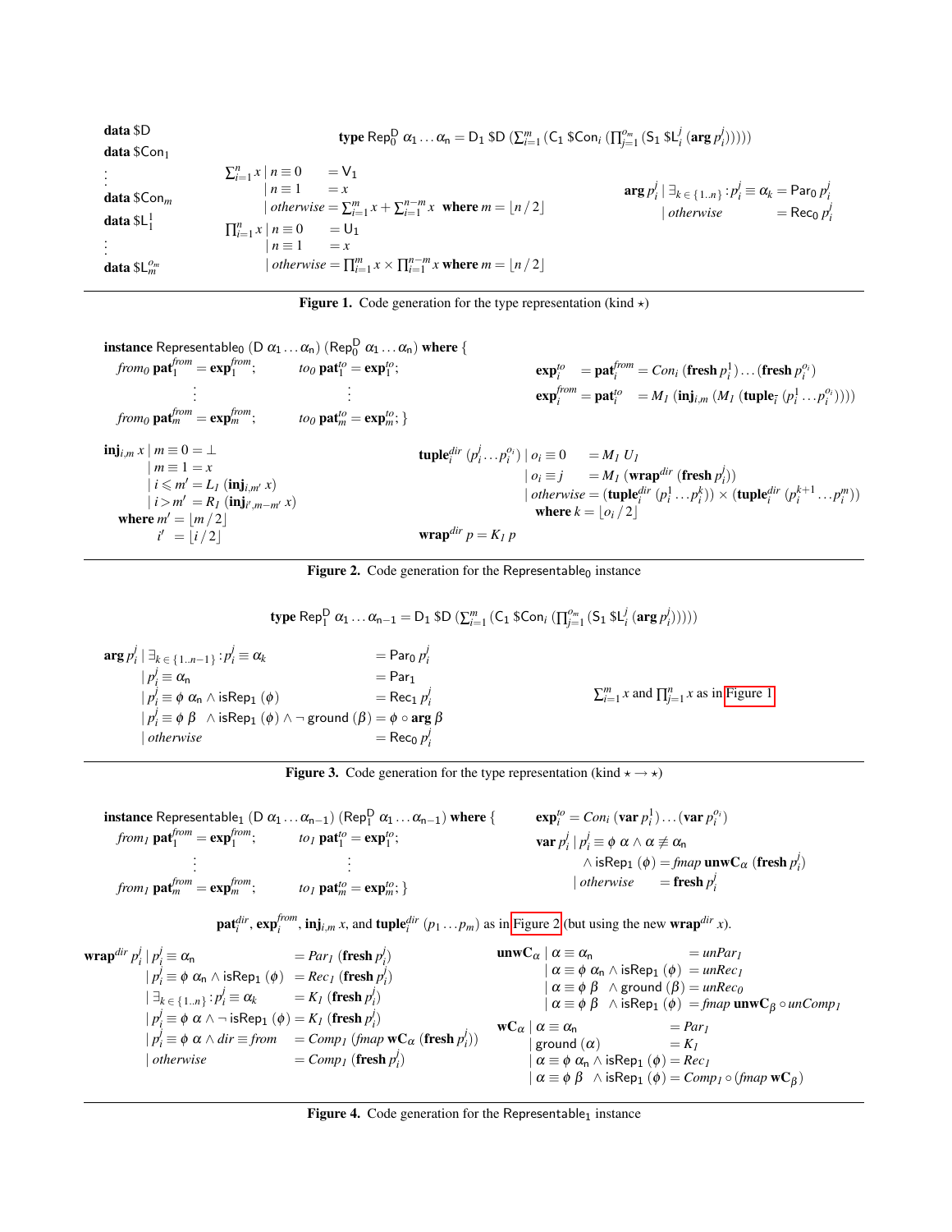$$
\begin{array}{l}
\textbf{data } \$D \\
\textbf{data } \$Con_1 \\
\vdots \\
\textbf{data } \$Con_m \\
\textbf{data } \$L_1^1 \\
\vdots \\
\textbf{data } \$L_m^{o_m}
\end{array}
\qquad
\textbf{type } \mathsf{Rep}_0^{\mathsf{D}}\ \alpha_1 \ldots \alpha_n = \mathsf{D}_1\ \$D\ (\textstyle\sum_{i=1}^{m} (\mathsf{C}_1\ \$Con_i\ (\prod_{j=1}^{o_m} (\mathsf{S}_1\ \$L_i^j\ (\textbf{arg}\ p_i^j)))))
$$

$$
\begin{array}{lll}
\sum_{i=1}^{n} x \mid n \equiv 0 & = \mathsf{V}_1 & \\
\quad\mid n \equiv 1 & = x & \\
\quad\mid \textit{otherwise} & = \sum_{i=1}^{m} x + \sum_{i=1}^{n-m} x & \textbf{where } m = \lfloor n \,/\, 2 \rfloor \\
\prod_{i=1}^{n} x \mid n \equiv 0 & = \mathsf{U}_1 & \\
\quad\mid n \equiv 1 & = x & \\
\quad\mid \textit{otherwise} & = \prod_{i=1}^{m} x \times \prod_{i=1}^{n-m} x & \textbf{where } m = \lfloor n \,/\, 2 \rfloor
\end{array}
$$

$$
\begin{array}{ll}
\textbf{arg}\ p_i^j \mid \exists_{k \in \{1..n\}} : p_i^j \equiv \alpha_k & = \mathsf{Par}_0\ p_i^j \\
\quad\mid \textit{otherwise} & = \mathsf{Rec}_0\ p_i^j
\end{array}
$$

**Figure 1.** Code generation for the type representation (kind $\star$)

$$
\begin{array}{l}
\textbf{instance } \mathsf{Representable}_0\ (\mathsf{D}\ \alpha_1 \ldots \alpha_n)\ (\mathsf{Rep}_0^{\mathsf{D}}\ \alpha_1 \ldots \alpha_n) \textbf{ where } \{ \\
\quad \textit{from}_0\ \textbf{pat}_1^{\textit{from}} = \textbf{exp}_1^{\textit{from}}; \qquad \textit{to}_0\ \textbf{pat}_1^{\textit{to}} = \textbf{exp}_1^{\textit{to}}; \\
\quad \qquad \vdots \qquad\qquad\qquad\qquad \vdots \\
\quad \textit{from}_0\ \textbf{pat}_m^{\textit{from}} = \textbf{exp}_m^{\textit{from}}; \qquad \textit{to}_0\ \textbf{pat}_m^{\textit{to}} = \textbf{exp}_m^{\textit{to}}; \}
\end{array}
$$

$$
\begin{array}{l}
\textbf{exp}_i^{\textit{to}} \quad = \textbf{pat}_i^{\textit{from}} = \textit{Con}_i\ (\textbf{fresh}\ p_i^1) \ldots (\textbf{fresh}\ p_i^{o_i}) \\
\textbf{exp}_i^{\textit{from}} = \textbf{pat}_i^{\textit{to}} \quad = \textit{M}_1\ (\textbf{inj}_{i,m}\ (\textit{M}_1\ (\textbf{tuple}_i^{\textit{}}\ (p_i^1 \ldots p_i^{o_i}))))
\end{array}
$$

$$
\begin{array}{ll}
\textbf{inj}_{i,m}\ x \mid m \equiv 0 & = \bot \\
\quad\mid m \equiv 1 & = x \\
\quad\mid i \leqslant m' & = \textit{L}_1\ (\textbf{inj}_{i,m'}\ x) \\
\quad\mid i > m' & = \textit{R}_1\ (\textbf{inj}_{i',m-m'}\ x) \\
\textbf{where } m' = \lfloor m \,/\, 2 \rfloor & \\
\qquad\quad\ \ i' \ = \lfloor i \,/\, 2 \rfloor &
\end{array}
$$

$$
\begin{array}{ll}
\textbf{tuple}_i^{\textit{dir}}\ (p_i^j \ldots p_i^{o_i}) \mid o_i \equiv 0 & = \textit{M}_1\ \textit{U}_1 \\
\quad\mid o_i \equiv j & = \textit{M}_1\ (\textbf{wrap}^{\textit{dir}}\ (\textbf{fresh}\ p_i^j)) \\
\quad\mid \textit{otherwise} & = (\textbf{tuple}_i^{\textit{dir}}\ (p_i^1 \ldots p_i^k)) \times (\textbf{tuple}_i^{\textit{dir}}\ (p_i^{k+1} \ldots p_i^m)) \\
\quad \textbf{where } k = \lfloor o_i \,/\, 2 \rfloor &
\end{array}
$$

$$
\textbf{wrap}^{\textit{dir}}\ p = \textit{K}_1\ p
$$

**Figure 2.** Code generation for the $\mathsf{Representable}_0$ instance

$$
\textbf{type } \mathsf{Rep}_1^{\mathsf{D}}\ \alpha_1 \ldots \alpha_{n-1} = \mathsf{D}_1\ \$D\ (\textstyle\sum_{i=1}^{m} (\mathsf{C}_1\ \$Con_i\ (\prod_{j=1}^{o_m} (\mathsf{S}_1\ \$L_i^j\ (\textbf{arg}\ p_i^j)))))
$$

$$
\begin{array}{ll}
\textbf{arg}\ p_i^j \mid \exists_{k \in \{1..n-1\}} : p_i^j \equiv \alpha_k & = \mathsf{Par}_0\ p_i^j \\
\quad\mid p_i^j \equiv \alpha_n & = \mathsf{Par}_1 \\
\quad\mid p_i^j \equiv \phi\ \alpha_n \wedge \mathsf{isRep}_1\ (\phi) & = \mathsf{Rec}_1\ p_i^j \\
\quad\mid p_i^j \equiv \phi\ \beta\ \ \wedge \mathsf{isRep}_1\ (\phi) \wedge \neg\, \mathsf{ground}\ (\beta) & = \phi \circ \textbf{arg}\ \beta \\
\quad\mid \textit{otherwise} & = \mathsf{Rec}_0\ p_i^j
\end{array}
$$

$\sum_{i=1}^{m} x$ and $\prod_{j=1}^{n} x$ as in Figure 1

**Figure 3.** Code generation for the type representation (kind $\star \rightarrow \star$)

$$
\begin{array}{l}
\textbf{instance } \mathsf{Representable}_1\ (\mathsf{D}\ \alpha_1 \ldots \alpha_{n-1})\ (\mathsf{Rep}_1^{\mathsf{D}}\ \alpha_1 \ldots \alpha_{n-1}) \textbf{ where } \{ \\
\quad \textit{from}_1\ \textbf{pat}_1^{\textit{from}} = \textbf{exp}_1^{\textit{from}}; \qquad \textit{to}_1\ \textbf{pat}_1^{\textit{to}} = \textbf{exp}_1^{\textit{to}}; \\
\quad \qquad \vdots \qquad\qquad\qquad\qquad \vdots \\
\quad \textit{from}_1\ \textbf{pat}_m^{\textit{from}} = \textbf{exp}_m^{\textit{from}}; \qquad \textit{to}_1\ \textbf{pat}_m^{\textit{to}} = \textbf{exp}_m^{\textit{to}}; \}
\end{array}
$$

$$
\textbf{exp}_i^{\textit{to}} = \textit{Con}_i\ (\textbf{var}\ p_i^1) \ldots (\textbf{var}\ p_i^{o_i})
$$

$$
\begin{array}{ll}
\textbf{var}\ p_i^j \mid p_i^j \equiv \phi\ \alpha \wedge \alpha \not\equiv \alpha_n & \\
\qquad\quad \wedge\, \mathsf{isRep}_1\ (\phi) & = \textit{fmap}\ \textbf{unwC}_\alpha\ (\textbf{fresh}\ p_i^j) \\
\quad\mid \textit{otherwise} & = \textbf{fresh}\ p_i^j
\end{array}
$$

$\textbf{pat}_i^{\textit{dir}}$, $\textbf{exp}_i^{\textit{from}}$, $\textbf{inj}_{i,m}\ x$, and $\textbf{tuple}_i^{\textit{dir}}\ (p_1 \ldots p_m)$ as in Figure 2 (but using the new $\textbf{wrap}^{\textit{dir}}\ x$).

$$
\begin{array}{ll}
\textbf{wrap}^{\textit{dir}}\ p_i^j \mid p_i^j \equiv \alpha_n & = \textit{Par}_1\ (\textbf{fresh}\ p_i^j) \\
\quad\mid p_i^j \equiv \phi\ \alpha_n \wedge \mathsf{isRep}_1\ (\phi) & = \textit{Rec}_1\ (\textbf{fresh}\ p_i^j) \\
\quad\mid \exists_{k \in \{1..n\}} : p_i^j \equiv \alpha_k & = \textit{K}_1\ (\textbf{fresh}\ p_i^j) \\
\quad\mid p_i^j \equiv \phi\ \alpha \wedge \neg\, \mathsf{isRep}_1\ (\phi) & = \textit{K}_1\ (\textbf{fresh}\ p_i^j) \\
\quad\mid p_i^j \equiv \phi\ \alpha \wedge \textit{dir} \equiv \textit{from} & = \textit{Comp}_1\ (\textit{fmap}\ \textbf{wC}_\alpha\ (\textbf{fresh}\ p_i^j)) \\
\quad\mid \textit{otherwise} & = \textit{Comp}_1\ (\textbf{fresh}\ p_i^j)
\end{array}
$$

$$
\begin{array}{ll}
\textbf{unwC}_\alpha \mid \alpha \equiv \alpha_n & = \textit{unPar}_1 \\
\quad\mid \alpha \equiv \phi\ \alpha_n \wedge \mathsf{isRep}_1\ (\phi) & = \textit{unRec}_1 \\
\quad\mid \alpha \equiv \phi\ \beta\ \ \wedge \mathsf{ground}\ (\beta) & = \textit{unRec}_0 \\
\quad\mid \alpha \equiv \phi\ \beta\ \ \wedge \mathsf{isRep}_1\ (\phi) & = \textit{fmap}\ \textbf{unwC}_\beta \circ \textit{unComp}_1 \\
\textbf{wC}_\alpha \mid \alpha \equiv \alpha_n & = \textit{Par}_1 \\
\quad\mid \mathsf{ground}\ (\alpha) & = \textit{K}_1 \\
\quad\mid \alpha \equiv \phi\ \alpha_n \wedge \mathsf{isRep}_1\ (\phi) & = \textit{Rec}_1 \\
\quad\mid \alpha \equiv \phi\ \beta\ \ \wedge \mathsf{isRep}_1\ (\phi) & = \textit{Comp}_1 \circ (\textit{fmap}\ \textbf{wC}_\beta)
\end{array}
$$

**Figure 4.** Code generation for the $\mathsf{Representable}_1$ instance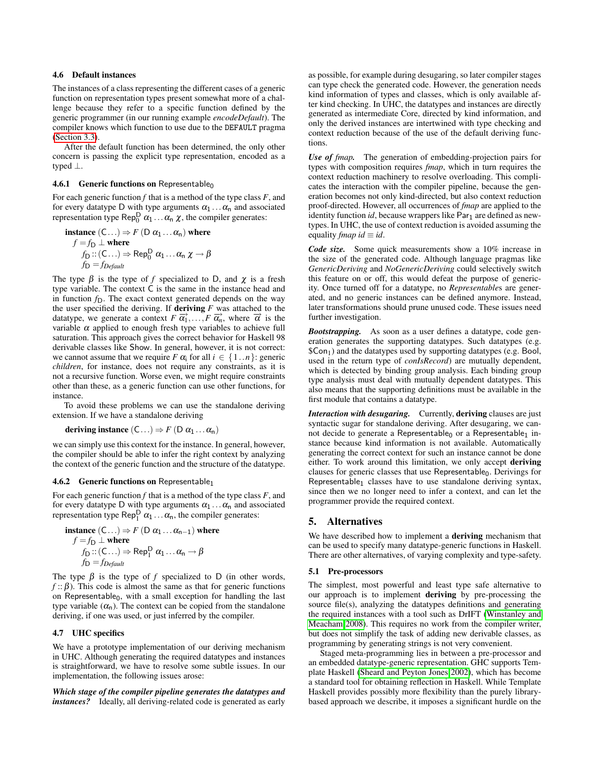### 4.6 Default instances

The instances of a class representing the different cases of a generic function on representation types present somewhat more of a challenge because they refer to a specific function defined by the generic programmer (in our running example *encodeDefault*). The compiler knows which function to use due to the DEFAULT pragma (Section 3.3).

After the default function has been determined, the only other concern is passing the explicit type representation, encoded as a typed $\perp$.

#### 4.6.1 Generic functions on $\mathsf{Representable}_0$

For each generic function $f$ that is a method of the type class $F$, and for every datatype $\mathsf{D}$ with type arguments $\alpha_1 \ldots \alpha_n$ and associated representation type $\mathsf{Rep}_0^{\mathsf{D}}\ \alpha_1 \ldots \alpha_n\ \chi$, the compiler generates:

$$
\begin{array}{l}
\textbf{instance}\ (\mathsf{C}\ldots) \Rightarrow F\ (\mathsf{D}\ \alpha_1 \ldots \alpha_n)\ \textbf{where} \\
\quad f = f_{\mathsf{D}}\ \perp\ \textbf{where} \\
\quad\quad f_{\mathsf{D}} :: (\mathsf{C}\ldots) \Rightarrow \mathsf{Rep}_0^{\mathsf{D}}\ \alpha_1 \ldots \alpha_n\ \chi \rightarrow \beta \\
\quad\quad f_{\mathsf{D}} = f_{Default}
\end{array}
$$

The type $\beta$ is the type of $f$ specialized to $\mathsf{D}$, and $\chi$ is a fresh type variable. The context $\mathsf{C}$ is the same in the instance head and in function $f_{\mathsf{D}}$. The exact context generated depends on the way the user specified the deriving. If **deriving** $F$ was attached to the datatype, we generate a context $F\ \overrightarrow{\alpha_1}, \ldots, F\ \overrightarrow{\alpha_n}$, where $\overrightarrow{\alpha}$ is the variable $\alpha$ applied to enough fresh type variables to achieve full saturation. This approach gives the correct behavior for Haskell 98 derivable classes like $\mathsf{Show}$. In general, however, it is not correct: we cannot assume that we require $F\ \alpha_i$ for all $i \in \{1..n\}$: generic *children*, for instance, does not require any constraints, as it is not a recursive function. Worse even, we might require constraints other than these, as a generic function can use other functions, for instance.

To avoid these problems we can use the standalone deriving extension. If we have a standalone deriving

$$
\textbf{deriving instance}\ (\mathsf{C}\ldots) \Rightarrow F\ (\mathsf{D}\ \alpha_1 \ldots \alpha_n)
$$

we can simply use this context for the instance. In general, however, the compiler should be able to infer the right context by analyzing the context of the generic function and the structure of the datatype.

#### 4.6.2 Generic functions on $\mathsf{Representable}_1$

For each generic function $f$ that is a method of the type class $F$, and for every datatype $\mathsf{D}$ with type arguments $\alpha_1 \ldots \alpha_n$ and associated representation type $\mathsf{Rep}_1^{\mathsf{D}}\ \alpha_1 \ldots \alpha_n$, the compiler generates:

$$
\begin{array}{l}
\textbf{instance}\ (\mathsf{C}\ldots) \Rightarrow F\ (\mathsf{D}\ \alpha_1 \ldots \alpha_{n-1})\ \textbf{where} \\
\quad f = f_{\mathsf{D}}\ \perp\ \textbf{where} \\
\quad\quad f_{\mathsf{D}} :: (\mathsf{C}\ldots) \Rightarrow \mathsf{Rep}_1^{\mathsf{D}}\ \alpha_1 \ldots \alpha_n \rightarrow \beta \\
\quad\quad f_{\mathsf{D}} = f_{Default}
\end{array}
$$

The type $\beta$ is the type of $f$ specialized to $\mathsf{D}$ (in other words, $f :: \beta$). This code is almost the same as that for generic functions on $\mathsf{Representable}_0$, with a small exception for handling the last type variable ($\alpha_n$). The context can be copied from the standalone deriving, if one was used, or just inferred by the compiler.

### 4.7 UHC specifics

We have a prototype implementation of our deriving mechanism in UHC. Although generating the required datatypes and instances is straightforward, we have to resolve some subtle issues. In our implementation, the following issues arose:

***Which stage of the compiler pipeline generates the datatypes and instances?*** Ideally, all deriving-related code is generated as early as possible, for example during desugaring, so later compiler stages can type check the generated code. However, the generation needs kind information of types and classes, which is only available after kind checking. In UHC, the datatypes and instances are directly generated as intermediate Core, directed by kind information, and only the derived instances are intertwined with type checking and context reduction because of the use of the default deriving functions.

***Use of fmap.*** The generation of embedding-projection pairs for types with composition requires *fmap*, which in turn requires the context reduction machinery to resolve overloading. This complicates the interaction with the compiler pipeline, because the generation becomes not only kind-directed, but also context reduction proof-directed. However, all occurrences of *fmap* are applied to the identity function *id*, because wrappers like $\mathsf{Par}_1$ are defined as newtypes. In UHC, the use of context reduction is avoided assuming the equality $\mathit{fmap}\ \mathit{id} \equiv \mathit{id}$.

***Code size.*** Some quick measurements show a 10% increase in the size of the generated code. Although language pragmas like *GenericDeriving* and *NoGenericDeriving* could selectively switch this feature on or off, this would defeat the purpose of genericity. Once turned off for a datatype, no *Representable*s are generated, and no generic instances can be defined anymore. Instead, later transformations should prune unused code. These issues need further investigation.

***Bootstrapping.*** As soon as a user defines a datatype, code generation generates the supporting datatypes. Such datatypes (e.g. $\$\mathsf{Con}_1$) and the datatypes used by supporting datatypes (e.g. $\mathsf{Bool}$, used in the return type of *conIsRecord*) are mutually dependent, which is detected by binding group analysis. Each binding group type analysis must deal with mutually dependent datatypes. This also means that the supporting definitions must be available in the first module that contains a datatype.

***Interaction with desugaring.*** Currently, **deriving** clauses are just syntactic sugar for standalone deriving. After desugaring, we cannot decide to generate a $\mathsf{Representable}_0$ or a $\mathsf{Representable}_1$ instance because kind information is not available. Automatically generating the correct context for such an instance cannot be done either. To work around this limitation, we only accept **deriving** clauses for generic classes that use $\mathsf{Representable}_0$. Derivings for $\mathsf{Representable}_1$ classes have to use standalone deriving syntax, since then we no longer need to infer a context, and can let the programmer provide the required context.

## 5. Alternatives

We have described how to implement a **deriving** mechanism that can be used to specify many datatype-generic functions in Haskell. There are other alternatives, of varying complexity and type-safety.

### 5.1 Pre-processors

The simplest, most powerful and least type safe alternative to our approach is to implement **deriving** by pre-processing the source file(s), analyzing the datatypes definitions and generating the required instances with a tool such as DrIFT (Winstanley and Meacham 2008). This requires no work from the compiler writer, but does not simplify the task of adding new derivable classes, as programming by generating strings is not very convenient.

Staged meta-programming lies in between a pre-processor and an embedded datatype-generic representation. GHC supports Template Haskell (Sheard and Peyton Jones 2002), which has become a standard tool for obtaining reflection in Haskell. While Template Haskell provides possibly more flexibility than the purely library-based approach we describe, it imposes a significant hurdle on the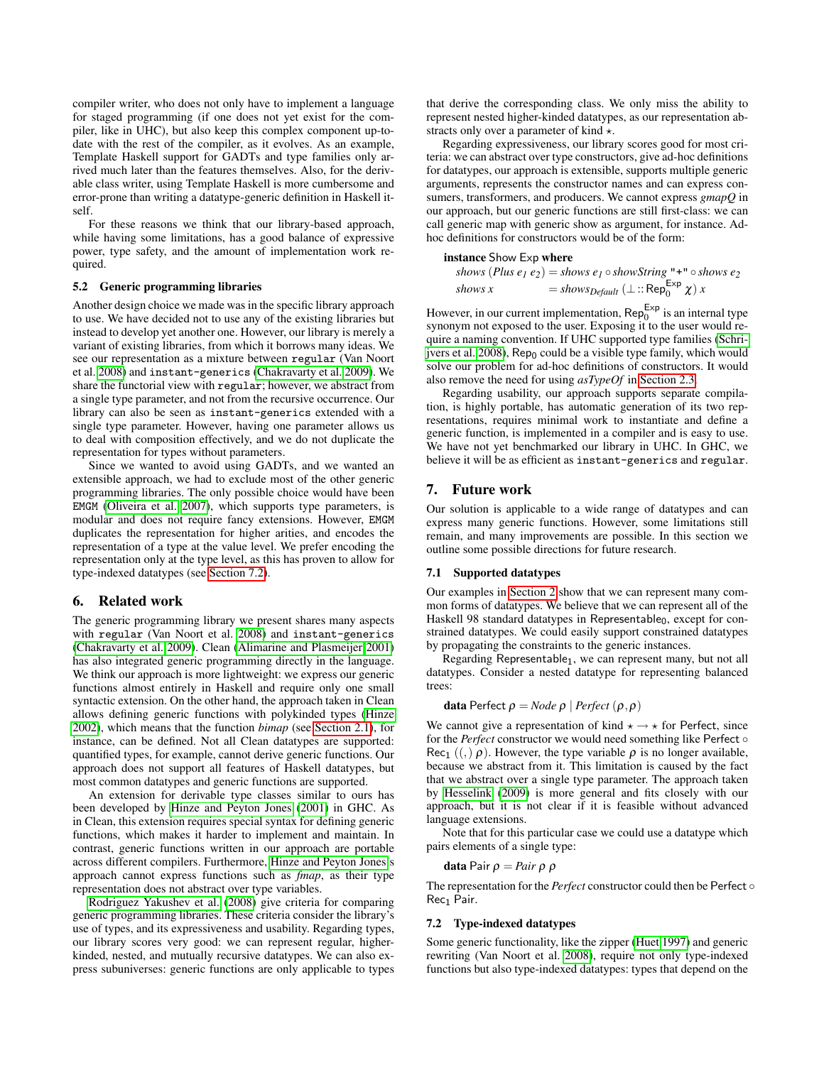compiler writer, who does not only have to implement a language for staged programming (if one does not yet exist for the compiler, like in UHC), but also keep this complex component up-to-date with the rest of the compiler, as it evolves. As an example, Template Haskell support for GADTs and type families only arrived much later than the features themselves. Also, for the derivable class writer, using Template Haskell is more cumbersome and error-prone than writing a datatype-generic definition in Haskell itself.

For these reasons we think that our library-based approach, while having some limitations, has a good balance of expressive power, type safety, and the amount of implementation work required.

### 5.2 Generic programming libraries

Another design choice we made was in the specific library approach to use. We have decided not to use any of the existing libraries but instead to develop yet another one. However, our library is merely a variant of existing libraries, from which it borrows many ideas. We see our representation as a mixture between `regular` (Van Noort et al. 2008) and `instant-generics` (Chakravarty et al. 2009). We share the functorial view with `regular`; however, we abstract from a single type parameter, and not from the recursive occurrence. Our library can also be seen as `instant-generics` extended with a single type parameter. However, having one parameter allows us to deal with composition effectively, and we do not duplicate the representation for types without parameters.

Since we wanted to avoid using GADTs, and we wanted an extensible approach, we had to exclude most of the other generic programming libraries. The only possible choice would have been `EMGM` (Oliveira et al. 2007), which supports type parameters, is modular and does not require fancy extensions. However, `EMGM` duplicates the representation for higher arities, and encodes the representation of a type at the value level. We prefer encoding the representation only at the type level, as this has proven to allow for type-indexed datatypes (see Section 7.2).

## 6. Related work

The generic programming library we present shares many aspects with `regular` (Van Noort et al. 2008) and `instant-generics` (Chakravarty et al. 2009). Clean (Alimarine and Plasmeijer 2001) has also integrated generic programming directly in the language. We think our approach is more lightweight: we express our generic functions almost entirely in Haskell and require only one small syntactic extension. On the other hand, the approach taken in Clean allows defining generic functions with polykinded types (Hinze 2002), which means that the function *bimap* (see Section 2.1), for instance, can be defined. Not all Clean datatypes are supported: quantified types, for example, cannot derive generic functions. Our approach does not support all features of Haskell datatypes, but most common datatypes and generic functions are supported.

An extension for derivable type classes similar to ours has been developed by Hinze and Peyton Jones (2001) in GHC. As in Clean, this extension requires special syntax for defining generic functions, which makes it harder to implement and maintain. In contrast, generic functions written in our approach are portable across different compilers. Furthermore, Hinze and Peyton Jones's approach cannot express functions such as *fmap*, as their type representation does not abstract over type variables.

Rodriguez Yakushev et al. (2008) give criteria for comparing generic programming libraries. These criteria consider the library's use of types, and its expressiveness and usability. Regarding types, our library scores very good: we can represent regular, higher-kinded, nested, and mutually recursive datatypes. We can also express subuniverses: generic functions are only applicable to types that derive the corresponding class. We only miss the ability to represent nested higher-kinded datatypes, as our representation abstracts only over a parameter of kind $\star$.

Regarding expressiveness, our library scores good for most criteria: we can abstract over type constructors, give ad-hoc definitions for datatypes, our approach is extensible, supports multiple generic arguments, represents the constructor names and can express consumers, transformers, and producers. We cannot express *gmapQ* in our approach, but our generic functions are still first-class: we can call generic map with generic show as argument, for instance. Ad-hoc definitions for constructors would be of the form:

$$
\begin{array}{l}
\textbf{instance}\ \mathsf{Show}\ \mathsf{Exp}\ \textbf{where}\\
\quad \mathit{shows}\ (\mathit{Plus}\ e_1\ e_2) = \mathit{shows}\ e_1 \circ \mathit{showString}\ \texttt{"+"} \circ \mathit{shows}\ e_2\\
\quad \mathit{shows}\ x \qquad\qquad\quad\; = \mathit{shows}_{\mathit{Default}}\ (\bot :: \mathsf{Rep}_0^{\mathsf{Exp}}\ \chi)\ x
\end{array}
$$

However, in our current implementation, $\mathsf{Rep}_0^{\mathsf{Exp}}$ is an internal type synonym not exposed to the user. Exposing it to the user would require a naming convention. If UHC supported type families (Schrijvers et al. 2008), $\mathsf{Rep}_0$ could be a visible type family, which would solve our problem for ad-hoc definitions of constructors. It would also remove the need for using *asTypeOf* in Section 2.3.

Regarding usability, our approach supports separate compilation, is highly portable, has automatic generation of its two representations, requires minimal work to instantiate and define a generic function, is implemented in a compiler and is easy to use. We have not yet benchmarked our library in UHC. In GHC, we believe it will be as efficient as `instant-generics` and `regular`.

## 7. Future work

Our solution is applicable to a wide range of datatypes and can express many generic functions. However, some limitations still remain, and many improvements are possible. In this section we outline some possible directions for future research.

### 7.1 Supported datatypes

Our examples in Section 2 show that we can represent many common forms of datatypes. We believe that we can represent all of the Haskell 98 standard datatypes in $\mathsf{Representable}_0$, except for constrained datatypes. We could easily support constrained datatypes by propagating the constraints to the generic instances.

Regarding $\mathsf{Representable}_1$, we can represent many, but not all datatypes. Consider a nested datatype for representing balanced trees:

$$\textbf{data}\ \mathsf{Perfect}\ \rho = \mathit{Node}\ \rho \mid \mathit{Perfect}\ (\rho, \rho)$$

We cannot give a representation of kind $\star \rightarrow \star$ for Perfect, since for the *Perfect* constructor we would need something like $\mathsf{Perfect} \circ \mathsf{Rec}_1\ ((,)\ \rho)$. However, the type variable $\rho$ is no longer available, because we abstract from it. This limitation is caused by the fact that we abstract over a single type parameter. The approach taken by Hesselink (2009) is more general and fits closely with our approach, but it is not clear if it is feasible without advanced language extensions.

Note that for this particular case we could use a datatype which pairs elements of a single type:

$$\textbf{data}\ \mathsf{Pair}\ \rho = \mathit{Pair}\ \rho\ \rho$$

The representation for the *Perfect* constructor could then be $\mathsf{Perfect} \circ \mathsf{Rec}_1\ \mathsf{Pair}$.

### 7.2 Type-indexed datatypes

Some generic functionality, like the zipper (Huet 1997) and generic rewriting (Van Noort et al. 2008), require not only type-indexed functions but also type-indexed datatypes: types that depend on the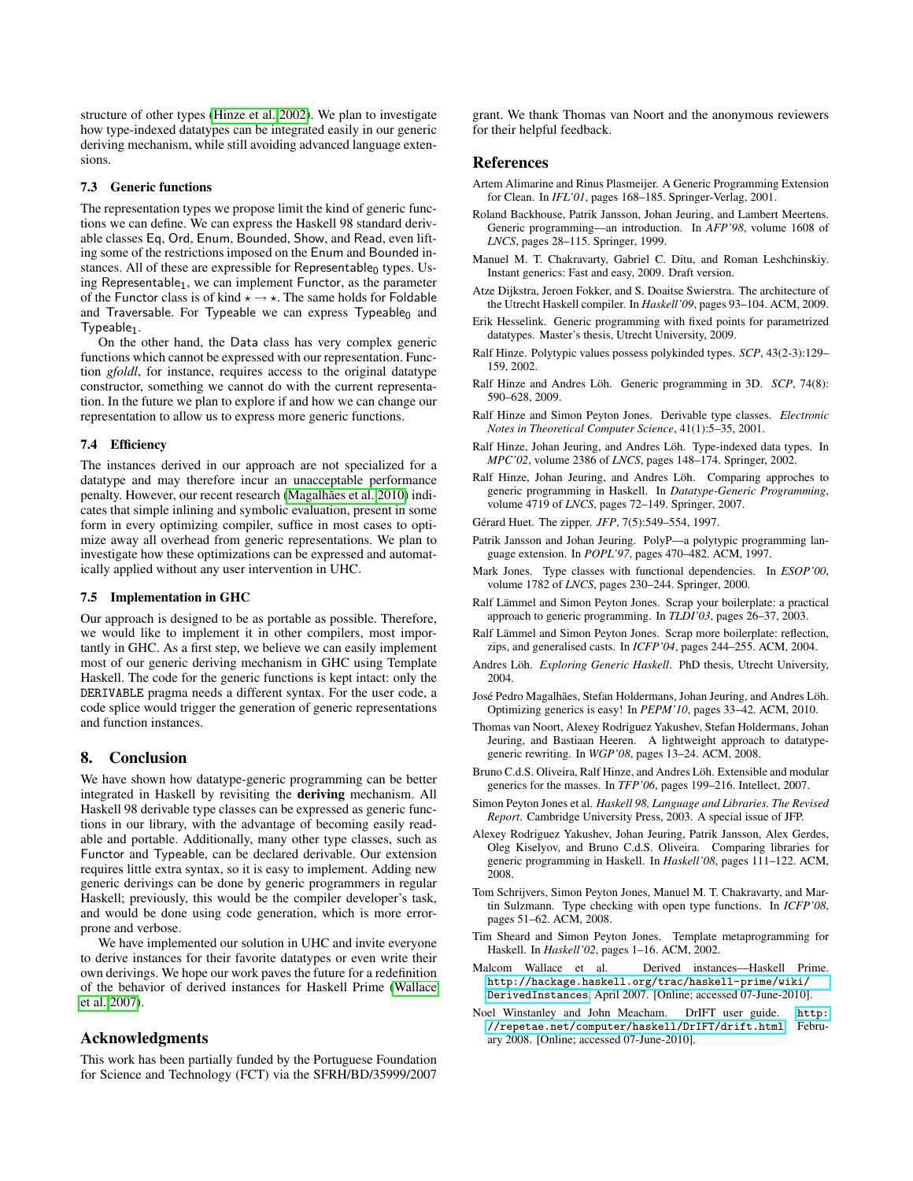structure of other types (Hinze et al. 2002). We plan to investigate how type-indexed datatypes can be integrated easily in our generic deriving mechanism, while still avoiding advanced language extensions.

### 7.3 Generic functions

The representation types we propose limit the kind of generic functions we can define. We can express the Haskell 98 standard derivable classes Eq, Ord, Enum, Bounded, Show, and Read, even lifting some of the restrictions imposed on the Enum and Bounded instances. All of these are expressible for $\mathsf{Representable}_0$ types. Using $\mathsf{Representable}_1$, we can implement Functor, as the parameter of the Functor class is of kind $\star \to \star$. The same holds for Foldable and Traversable. For Typeable we can express $\mathsf{Typeable}_0$ and $\mathsf{Typeable}_1$.

On the other hand, the Data class has very complex generic functions which cannot be expressed with our representation. Function *gfoldl*, for instance, requires access to the original datatype constructor, something we cannot do with the current representation. In the future we plan to explore if and how we can change our representation to allow us to express more generic functions.

### 7.4 Efficiency

The instances derived in our approach are not specialized for a datatype and may therefore incur an unacceptable performance penalty. However, our recent research (Magalhães et al. 2010) indicates that simple inlining and symbolic evaluation, present in some form in every optimizing compiler, suffice in most cases to optimize away all overhead from generic representations. We plan to investigate how these optimizations can be expressed and automatically applied without any user intervention in UHC.

### 7.5 Implementation in GHC

Our approach is designed to be as portable as possible. Therefore, we would like to implement it in other compilers, most importantly in GHC. As a first step, we believe we can easily implement most of our generic deriving mechanism in GHC using Template Haskell. The code for the generic functions is kept intact: only the `DERIVABLE` pragma needs a different syntax. For the user code, a code splice would trigger the generation of generic representations and function instances.

## 8. Conclusion

We have shown how datatype-generic programming can be better integrated in Haskell by revisiting the **deriving** mechanism. All Haskell 98 derivable type classes can be expressed as generic functions in our library, with the advantage of becoming easily readable and portable. Additionally, many other type classes, such as Functor and Typeable, can be declared derivable. Our extension requires little extra syntax, so it is easy to implement. Adding new generic derivings can be done by generic programmers in regular Haskell; previously, this would be the compiler developer's task, and would be done using code generation, which is more error-prone and verbose.

We have implemented our solution in UHC and invite everyone to derive instances for their favorite datatypes or even write their own derivings. We hope our work paves the future for a redefinition of the behavior of derived instances for Haskell Prime (Wallace et al. 2007).

## Acknowledgments

This work has been partially funded by the Portuguese Foundation for Science and Technology (FCT) via the SFRH/BD/35999/2007 grant. We thank Thomas van Noort and the anonymous reviewers for their helpful feedback.

## References

Artem Alimarine and Rinus Plasmeijer. A Generic Programming Extension for Clean. In *IFL'01*, pages 168–185. Springer-Verlag, 2001.

Roland Backhouse, Patrik Jansson, Johan Jeuring, and Lambert Meertens. Generic programming—an introduction. In *AFP'98*, volume 1608 of *LNCS*, pages 28–115. Springer, 1999.

Manuel M. T. Chakravarty, Gabriel C. Ditu, and Roman Leshchinskiy. Instant generics: Fast and easy, 2009. Draft version.

Atze Dijkstra, Jeroen Fokker, and S. Doaitse Swierstra. The architecture of the Utrecht Haskell compiler. In *Haskell'09*, pages 93–104. ACM, 2009.

Erik Hesselink. Generic programming with fixed points for parametrized datatypes. Master's thesis, Utrecht University, 2009.

Ralf Hinze. Polytypic values possess polykinded types. *SCP*, 43(2-3):129–159, 2002.

Ralf Hinze and Andres Löh. Generic programming in 3D. *SCP*, 74(8): 590–628, 2009.

Ralf Hinze and Simon Peyton Jones. Derivable type classes. *Electronic Notes in Theoretical Computer Science*, 41(1):5–35, 2001.

Ralf Hinze, Johan Jeuring, and Andres Löh. Type-indexed data types. In *MPC'02*, volume 2386 of *LNCS*, pages 148–174. Springer, 2002.

Ralf Hinze, Johan Jeuring, and Andres Löh. Comparing approches to generic programming in Haskell. In *Datatype-Generic Programming*, volume 4719 of *LNCS*, pages 72–149. Springer, 2007.

Gérard Huet. The zipper. *JFP*, 7(5):549–554, 1997.

Patrik Jansson and Johan Jeuring. PolyP—a polytypic programming language extension. In *POPL'97*, pages 470–482. ACM, 1997.

Mark Jones. Type classes with functional dependencies. In *ESOP'00*, volume 1782 of *LNCS*, pages 230–244. Springer, 2000.

Ralf Lämmel and Simon Peyton Jones. Scrap your boilerplate: a practical approach to generic programming. In *TLDI'03*, pages 26–37, 2003.

Ralf Lämmel and Simon Peyton Jones. Scrap more boilerplate: reflection, zips, and generalised casts. In *ICFP'04*, pages 244–255. ACM, 2004.

Andres Löh. *Exploring Generic Haskell*. PhD thesis, Utrecht University, 2004.

José Pedro Magalhães, Stefan Holdermans, Johan Jeuring, and Andres Löh. Optimizing generics is easy! In *PEPM'10*, pages 33–42. ACM, 2010.

Thomas van Noort, Alexey Rodriguez Yakushev, Stefan Holdermans, Johan Jeuring, and Bastiaan Heeren. A lightweight approach to datatype-generic rewriting. In *WGP'08*, pages 13–24. ACM, 2008.

Bruno C.d.S. Oliveira, Ralf Hinze, and Andres Löh. Extensible and modular generics for the masses. In *TFP'06*, pages 199–216. Intellect, 2007.

Simon Peyton Jones et al. *Haskell 98, Language and Libraries. The Revised Report*. Cambridge University Press, 2003. A special issue of JFP.

Alexey Rodriguez Yakushev, Johan Jeuring, Patrik Jansson, Alex Gerdes, Oleg Kiselyov, and Bruno C.d.S. Oliveira. Comparing libraries for generic programming in Haskell. In *Haskell'08*, pages 111–122. ACM, 2008.

Tom Schrijvers, Simon Peyton Jones, Manuel M. T. Chakravarty, and Martin Sulzmann. Type checking with open type functions. In *ICFP'08*, pages 51–62. ACM, 2008.

Tim Sheard and Simon Peyton Jones. Template metaprogramming for Haskell. In *Haskell'02*, pages 1–16. ACM, 2002.

Malcom Wallace et al. Derived instances—Haskell Prime. `http://hackage.haskell.org/trac/haskell-prime/wiki/DerivedInstances`, April 2007. [Online; accessed 07-June-2010].

Noel Winstanley and John Meacham. DrIFT user guide. `http://repetae.net/computer/haskell/DrIFT/drift.html`, February 2008. [Online; accessed 07-June-2010].